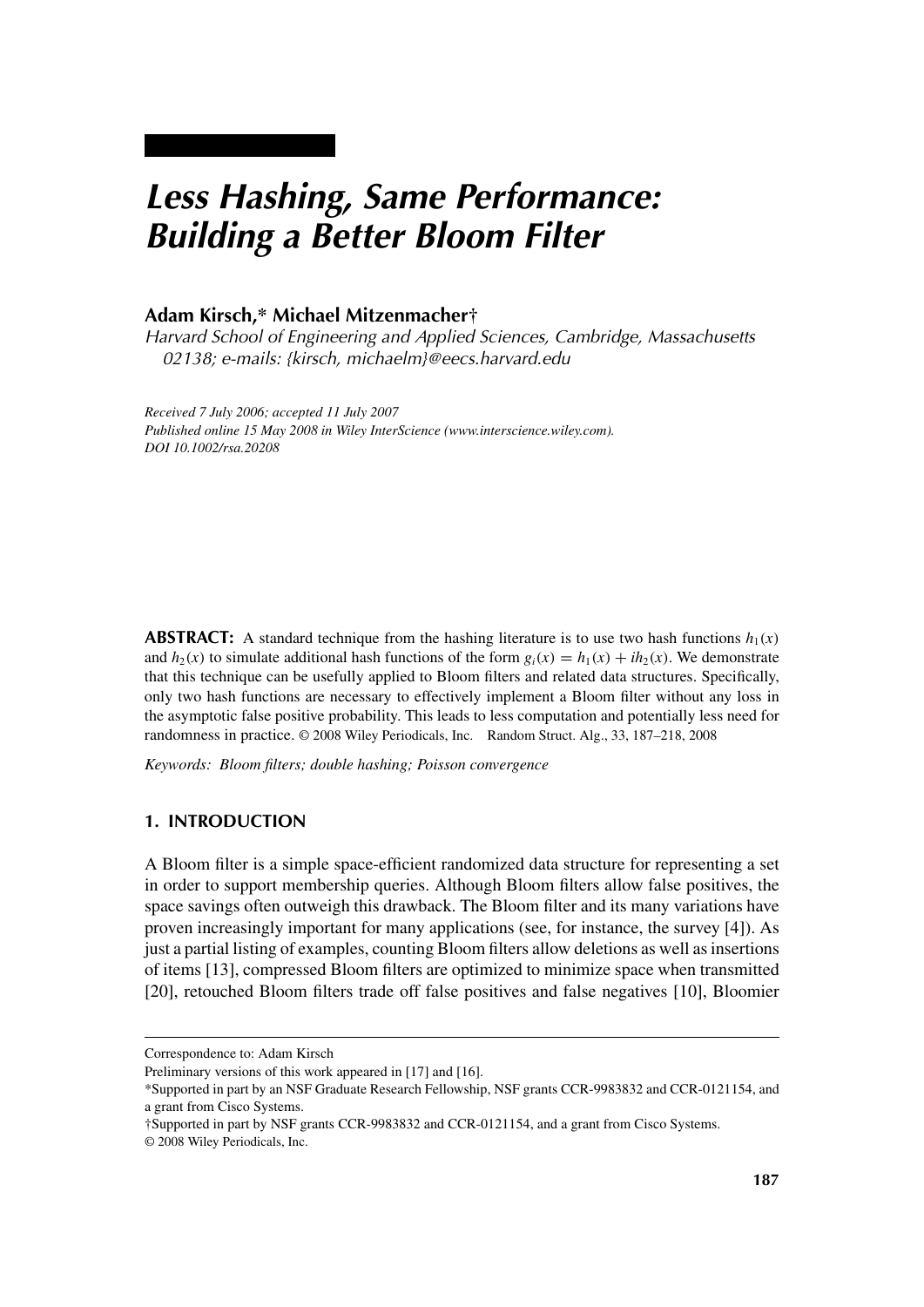# Less Hashing, Same Performance: Building a Better Bloom Filter

**Adam Kirsch,* Michael Mitzenmacher†**

*Harvard School of Engineering and Applied Sciences, Cambridge, Massachusetts 02138; e-mails: {kirsch, michaelm}@eecs.harvard.edu*

*Received 7 July 2006; accepted 11 July 2007*
*Published online 15 May 2008 in Wiley InterScience (www.interscience.wiley.com).*
*DOI 10.1002/rsa.20208*

**ABSTRACT:** A standard technique from the hashing literature is to use two hash functions $h_1(x)$ and $h_2(x)$ to simulate additional hash functions of the form $g_i(x) = h_1(x) + ih_2(x)$. We demonstrate that this technique can be usefully applied to Bloom filters and related data structures. Specifically, only two hash functions are necessary to effectively implement a Bloom filter without any loss in the asymptotic false positive probability. This leads to less computation and potentially less need for randomness in practice. © 2008 Wiley Periodicals, Inc. Random Struct. Alg., 33, 187–218, 2008

*Keywords: Bloom filters; double hashing; Poisson convergence*

## 1. INTRODUCTION

A Bloom filter is a simple space-efficient randomized data structure for representing a set in order to support membership queries. Although Bloom filters allow false positives, the space savings often outweigh this drawback. The Bloom filter and its many variations have proven increasingly important for many applications (see, for instance, the survey [4]). As just a partial listing of examples, counting Bloom filters allow deletions as well as insertions of items [13], compressed Bloom filters are optimized to minimize space when transmitted [20], retouched Bloom filters trade off false positives and false negatives [10], Bloomier

---

Correspondence to: Adam Kirsch

Preliminary versions of this work appeared in [17] and [16].

*Supported in part by an NSF Graduate Research Fellowship, NSF grants CCR-9983832 and CCR-0121154, and a grant from Cisco Systems.

†Supported in part by NSF grants CCR-9983832 and CCR-0121154, and a grant from Cisco Systems.

© 2008 Wiley Periodicals, Inc.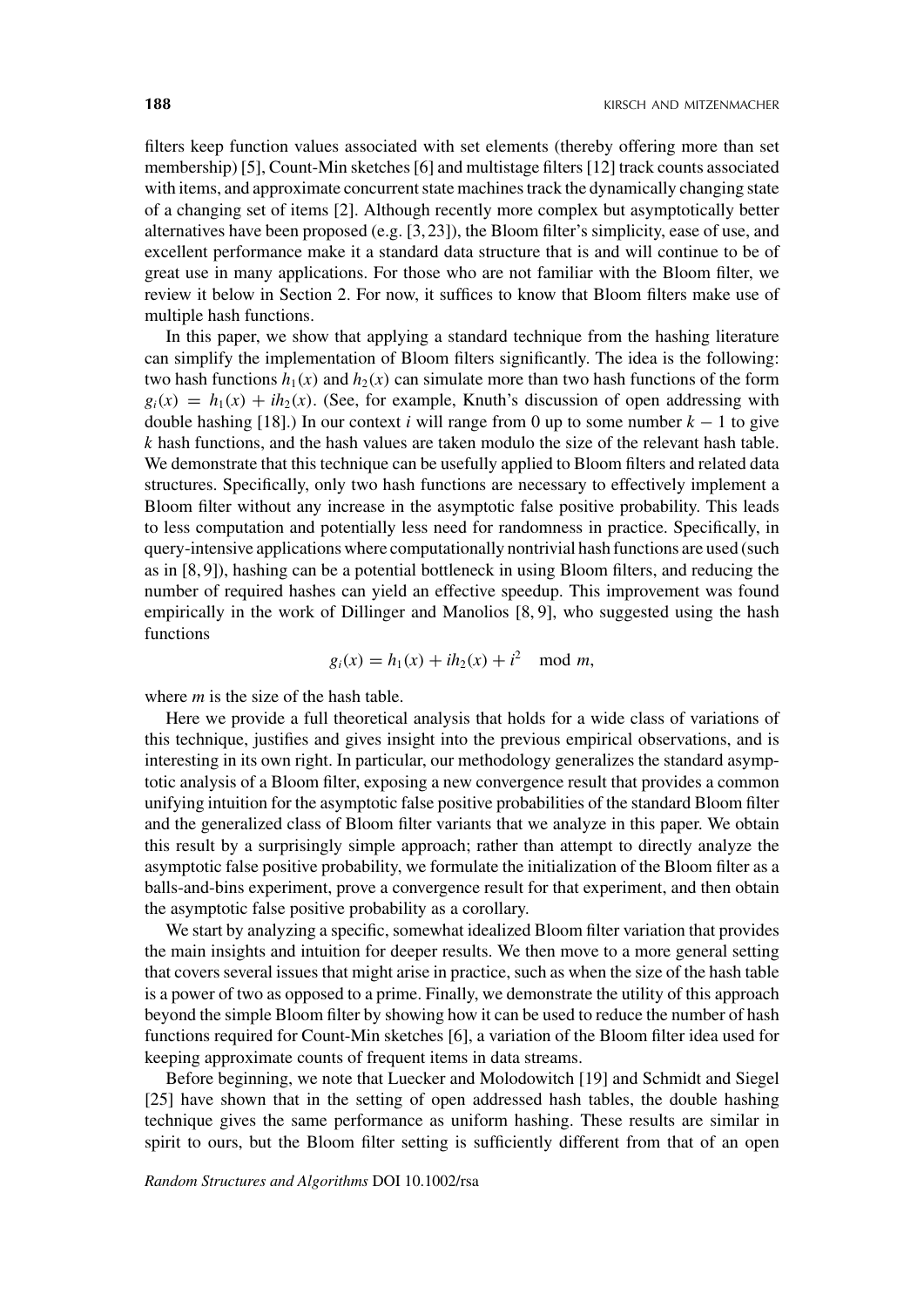filters keep function values associated with set elements (thereby offering more than set membership) [5], Count-Min sketches [6] and multistage filters [12] track counts associated with items, and approximate concurrent state machines track the dynamically changing state of a changing set of items [2]. Although recently more complex but asymptotically better alternatives have been proposed (e.g. [3, 23]), the Bloom filter's simplicity, ease of use, and excellent performance make it a standard data structure that is and will continue to be of great use in many applications. For those who are not familiar with the Bloom filter, we review it below in Section 2. For now, it suffices to know that Bloom filters make use of multiple hash functions.

In this paper, we show that applying a standard technique from the hashing literature can simplify the implementation of Bloom filters significantly. The idea is the following: two hash functions $h_1(x)$ and $h_2(x)$ can simulate more than two hash functions of the form $g_i(x) = h_1(x) + ih_2(x)$. (See, for example, Knuth's discussion of open addressing with double hashing [18].) In our context $i$ will range from 0 up to some number $k - 1$ to give $k$ hash functions, and the hash values are taken modulo the size of the relevant hash table. We demonstrate that this technique can be usefully applied to Bloom filters and related data structures. Specifically, only two hash functions are necessary to effectively implement a Bloom filter without any increase in the asymptotic false positive probability. This leads to less computation and potentially less need for randomness in practice. Specifically, in query-intensive applications where computationally nontrivial hash functions are used (such as in [8, 9]), hashing can be a potential bottleneck in using Bloom filters, and reducing the number of required hashes can yield an effective speedup. This improvement was found empirically in the work of Dillinger and Manolios [8, 9], who suggested using the hash functions

$$g_i(x) = h_1(x) + ih_2(x) + i^2 \mod m,$$

where $m$ is the size of the hash table.

Here we provide a full theoretical analysis that holds for a wide class of variations of this technique, justifies and gives insight into the previous empirical observations, and is interesting in its own right. In particular, our methodology generalizes the standard asymptotic analysis of a Bloom filter, exposing a new convergence result that provides a common unifying intuition for the asymptotic false positive probabilities of the standard Bloom filter and the generalized class of Bloom filter variants that we analyze in this paper. We obtain this result by a surprisingly simple approach; rather than attempt to directly analyze the asymptotic false positive probability, we formulate the initialization of the Bloom filter as a balls-and-bins experiment, prove a convergence result for that experiment, and then obtain the asymptotic false positive probability as a corollary.

We start by analyzing a specific, somewhat idealized Bloom filter variation that provides the main insights and intuition for deeper results. We then move to a more general setting that covers several issues that might arise in practice, such as when the size of the hash table is a power of two as opposed to a prime. Finally, we demonstrate the utility of this approach beyond the simple Bloom filter by showing how it can be used to reduce the number of hash functions required for Count-Min sketches [6], a variation of the Bloom filter idea used for keeping approximate counts of frequent items in data streams.

Before beginning, we note that Luecker and Molodowitch [19] and Schmidt and Siegel [25] have shown that in the setting of open addressed hash tables, the double hashing technique gives the same performance as uniform hashing. These results are similar in spirit to ours, but the Bloom filter setting is sufficiently different from that of an open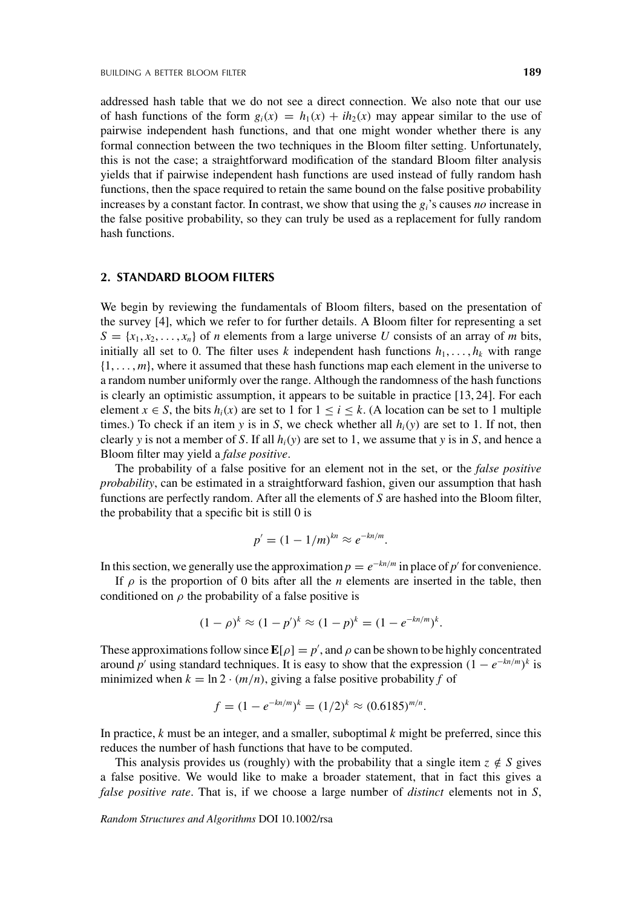addressed hash table that we do not see a direct connection. We also note that our use of hash functions of the form $g_i(x) = h_1(x) + ih_2(x)$ may appear similar to the use of pairwise independent hash functions, and that one might wonder whether there is any formal connection between the two techniques in the Bloom filter setting. Unfortunately, this is not the case; a straightforward modification of the standard Bloom filter analysis yields that if pairwise independent hash functions are used instead of fully random hash functions, then the space required to retain the same bound on the false positive probability increases by a constant factor. In contrast, we show that using the $g_i$'s causes *no* increase in the false positive probability, so they can truly be used as a replacement for fully random hash functions.

## 2. STANDARD BLOOM FILTERS

We begin by reviewing the fundamentals of Bloom filters, based on the presentation of the survey [4], which we refer to for further details. A Bloom filter for representing a set $S = \{x_1, x_2, \ldots, x_n\}$ of $n$ elements from a large universe $U$ consists of an array of $m$ bits, initially all set to 0. The filter uses $k$ independent hash functions $h_1, \ldots, h_k$ with range $\{1, \ldots, m\}$, where it assumed that these hash functions map each element in the universe to a random number uniformly over the range. Although the randomness of the hash functions is clearly an optimistic assumption, it appears to be suitable in practice [13, 24]. For each element $x \in S$, the bits $h_i(x)$ are set to 1 for $1 \leq i \leq k$. (A location can be set to 1 multiple times.) To check if an item $y$ is in $S$, we check whether all $h_i(y)$ are set to 1. If not, then clearly $y$ is not a member of $S$. If all $h_i(y)$ are set to 1, we assume that $y$ is in $S$, and hence a Bloom filter may yield a *false positive*.

The probability of a false positive for an element not in the set, or the *false positive probability*, can be estimated in a straightforward fashion, given our assumption that hash functions are perfectly random. After all the elements of $S$ are hashed into the Bloom filter, the probability that a specific bit is still 0 is

$$p' = (1 - 1/m)^{kn} \approx e^{-kn/m}.$$

In this section, we generally use the approximation $p = e^{-kn/m}$ in place of $p'$ for convenience.

If $\rho$ is the proportion of 0 bits after all the $n$ elements are inserted in the table, then conditioned on $\rho$ the probability of a false positive is

$$(1 - \rho)^k \approx (1 - p')^k \approx (1 - p)^k = (1 - e^{-kn/m})^k.$$

These approximations follow since $\mathbf{E}[\rho] = p'$, and $\rho$ can be shown to be highly concentrated around $p'$ using standard techniques. It is easy to show that the expression $(1 - e^{-kn/m})^k$ is minimized when $k = \ln 2 \cdot (m/n)$, giving a false positive probability $f$ of

$$f = (1 - e^{-kn/m})^k = (1/2)^k \approx (0.6185)^{m/n}.$$

In practice, $k$ must be an integer, and a smaller, suboptimal $k$ might be preferred, since this reduces the number of hash functions that have to be computed.

This analysis provides us (roughly) with the probability that a single item $z \notin S$ gives a false positive. We would like to make a broader statement, that in fact this gives a *false positive rate*. That is, if we choose a large number of *distinct* elements not in $S$,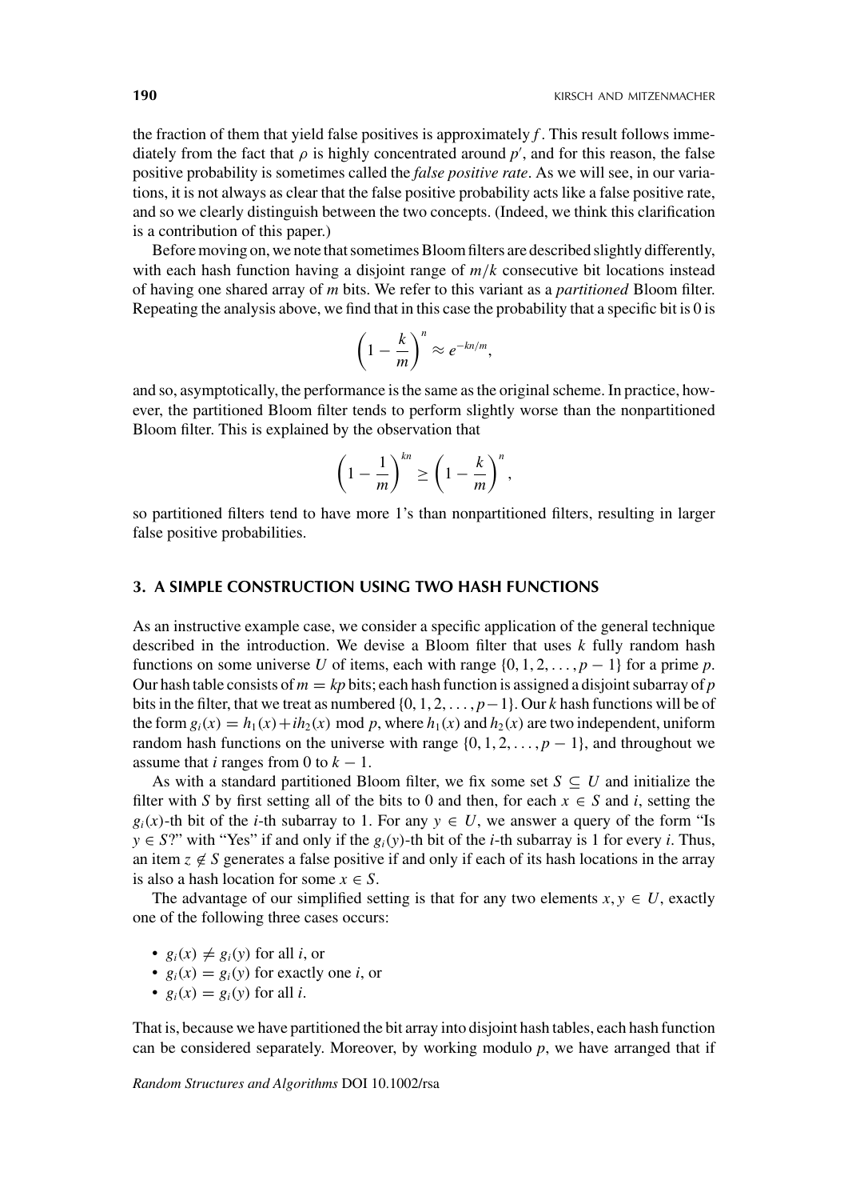the fraction of them that yield false positives is approximately $f$. This result follows immediately from the fact that $\rho$ is highly concentrated around $p'$, and for this reason, the false positive probability is sometimes called the *false positive rate*. As we will see, in our variations, it is not always as clear that the false positive probability acts like a false positive rate, and so we clearly distinguish between the two concepts. (Indeed, we think this clarification is a contribution of this paper.)

Before moving on, we note that sometimes Bloom filters are described slightly differently, with each hash function having a disjoint range of $m/k$ consecutive bit locations instead of having one shared array of $m$ bits. We refer to this variant as a *partitioned* Bloom filter. Repeating the analysis above, we find that in this case the probability that a specific bit is 0 is

$$\left(1 - \frac{k}{m}\right)^n \approx e^{-kn/m},$$

and so, asymptotically, the performance is the same as the original scheme. In practice, however, the partitioned Bloom filter tends to perform slightly worse than the nonpartitioned Bloom filter. This is explained by the observation that

$$\left(1 - \frac{1}{m}\right)^{kn} \geq \left(1 - \frac{k}{m}\right)^n,$$

so partitioned filters tend to have more 1's than nonpartitioned filters, resulting in larger false positive probabilities.

## 3. A SIMPLE CONSTRUCTION USING TWO HASH FUNCTIONS

As an instructive example case, we consider a specific application of the general technique described in the introduction. We devise a Bloom filter that uses $k$ fully random hash functions on some universe $U$ of items, each with range $\{0, 1, 2, \ldots, p-1\}$ for a prime $p$. Our hash table consists of $m = kp$ bits; each hash function is assigned a disjoint subarray of $p$ bits in the filter, that we treat as numbered $\{0, 1, 2, \ldots, p-1\}$. Our $k$ hash functions will be of the form $g_i(x) = h_1(x) + ih_2(x) \bmod p$, where $h_1(x)$ and $h_2(x)$ are two independent, uniform random hash functions on the universe with range $\{0, 1, 2, \ldots, p-1\}$, and throughout we assume that $i$ ranges from 0 to $k-1$.

As with a standard partitioned Bloom filter, we fix some set $S \subseteq U$ and initialize the filter with $S$ by first setting all of the bits to 0 and then, for each $x \in S$ and $i$, setting the $g_i(x)$-th bit of the $i$-th subarray to 1. For any $y \in U$, we answer a query of the form "Is $y \in S$?" with "Yes" if and only if the $g_i(y)$-th bit of the $i$-th subarray is 1 for every $i$. Thus, an item $z \notin S$ generates a false positive if and only if each of its hash locations in the array is also a hash location for some $x \in S$.

The advantage of our simplified setting is that for any two elements $x, y \in U$, exactly one of the following three cases occurs:

- $g_i(x) \neq g_i(y)$ for all $i$, or
- $g_i(x) = g_i(y)$ for exactly one $i$, or
- $g_i(x) = g_i(y)$ for all $i$.

That is, because we have partitioned the bit array into disjoint hash tables, each hash function can be considered separately. Moreover, by working modulo $p$, we have arranged that if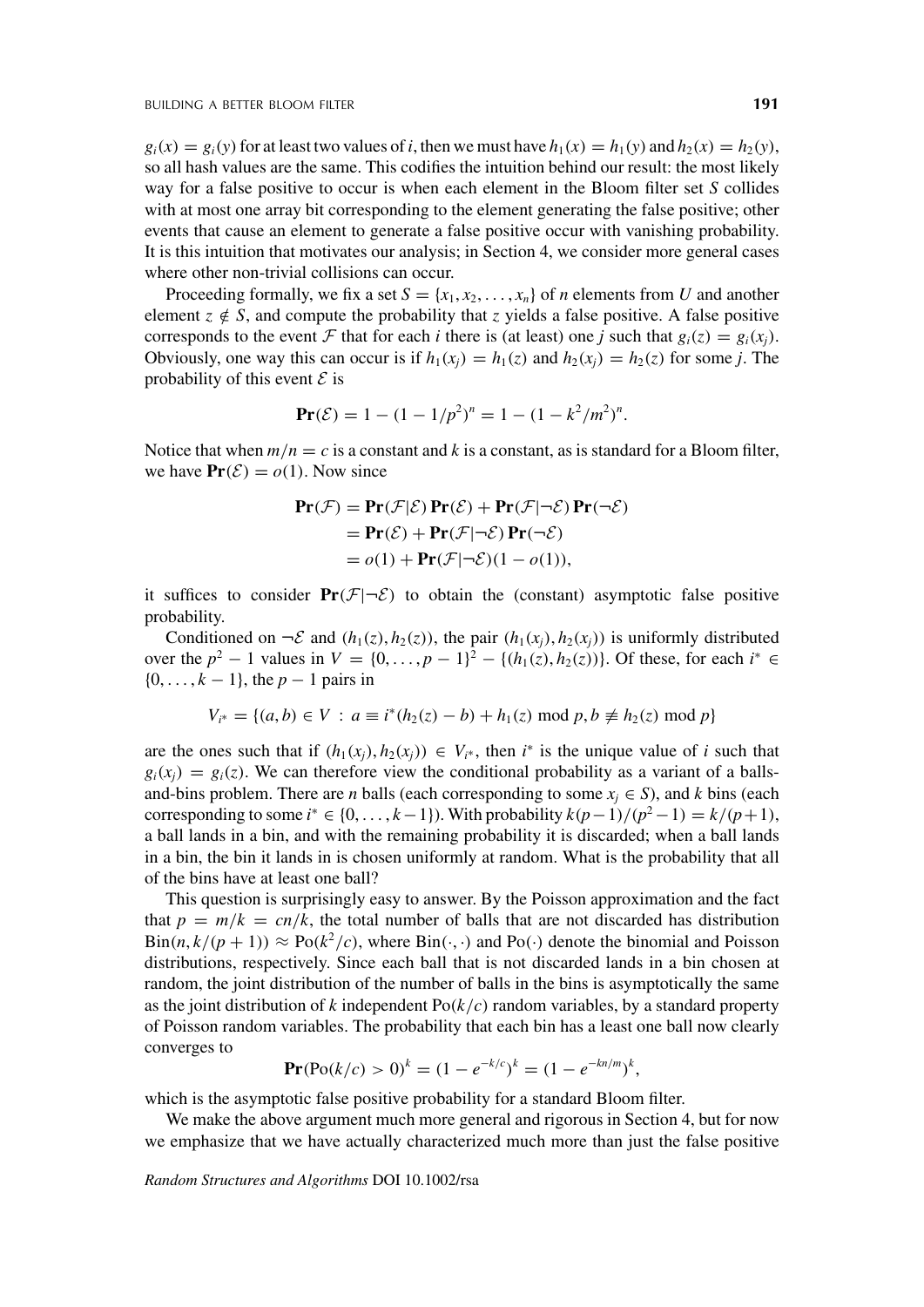$g_i(x) = g_i(y)$ for at least two values of $i$, then we must have $h_1(x) = h_1(y)$ and $h_2(x) = h_2(y)$, so all hash values are the same. This codifies the intuition behind our result: the most likely way for a false positive to occur is when each element in the Bloom filter set $S$ collides with at most one array bit corresponding to the element generating the false positive; other events that cause an element to generate a false positive occur with vanishing probability. It is this intuition that motivates our analysis; in Section 4, we consider more general cases where other non-trivial collisions can occur.

Proceeding formally, we fix a set $S = \{x_1, x_2, \ldots, x_n\}$ of $n$ elements from $U$ and another element $z \notin S$, and compute the probability that $z$ yields a false positive. A false positive corresponds to the event $\mathcal{F}$ that for each $i$ there is (at least) one $j$ such that $g_i(z) = g_i(x_j)$. Obviously, one way this can occur is if $h_1(x_j) = h_1(z)$ and $h_2(x_j) = h_2(z)$ for some $j$. The probability of this event $\mathcal{E}$ is

$$\mathbf{Pr}(\mathcal{E}) = 1 - (1 - 1/p^2)^n = 1 - (1 - k^2/m^2)^n.$$

Notice that when $m/n = c$ is a constant and $k$ is a constant, as is standard for a Bloom filter, we have $\mathbf{Pr}(\mathcal{E}) = o(1)$. Now since

$$\begin{aligned}
\mathbf{Pr}(\mathcal{F}) &= \mathbf{Pr}(\mathcal{F}|\mathcal{E})\,\mathbf{Pr}(\mathcal{E}) + \mathbf{Pr}(\mathcal{F}|\neg\mathcal{E})\,\mathbf{Pr}(\neg\mathcal{E}) \\
&= \mathbf{Pr}(\mathcal{E}) + \mathbf{Pr}(\mathcal{F}|\neg\mathcal{E})\,\mathbf{Pr}(\neg\mathcal{E}) \\
&= o(1) + \mathbf{Pr}(\mathcal{F}|\neg\mathcal{E})(1 - o(1)),
\end{aligned}$$

it suffices to consider $\mathbf{Pr}(\mathcal{F}|\neg\mathcal{E})$ to obtain the (constant) asymptotic false positive probability.

Conditioned on $\neg\mathcal{E}$ and $(h_1(z), h_2(z))$, the pair $(h_1(x_j), h_2(x_j))$ is uniformly distributed over the $p^2 - 1$ values in $V = \{0, \ldots, p-1\}^2 - \{(h_1(z), h_2(z))\}$. Of these, for each $i^* \in \{0, \ldots, k-1\}$, the $p - 1$ pairs in

$$V_{i^*} = \{(a, b) \in V : a \equiv i^*(h_2(z) - b) + h_1(z) \bmod p, b \not\equiv h_2(z) \bmod p\}$$

are the ones such that if $(h_1(x_j), h_2(x_j)) \in V_{i^*}$, then $i^*$ is the unique value of $i$ such that $g_i(x_j) = g_i(z)$. We can therefore view the conditional probability as a variant of a balls-and-bins problem. There are $n$ balls (each corresponding to some $x_j \in S$), and $k$ bins (each corresponding to some $i^* \in \{0, \ldots, k-1\}$). With probability $k(p-1)/(p^2-1) = k/(p+1)$, a ball lands in a bin, and with the remaining probability it is discarded; when a ball lands in a bin, the bin it lands in is chosen uniformly at random. What is the probability that all of the bins have at least one ball?

This question is surprisingly easy to answer. By the Poisson approximation and the fact that $p = m/k = cn/k$, the total number of balls that are not discarded has distribution $\mathrm{Bin}(n, k/(p+1)) \approx \mathrm{Po}(k^2/c)$, where $\mathrm{Bin}(\cdot, \cdot)$ and $\mathrm{Po}(\cdot)$ denote the binomial and Poisson distributions, respectively. Since each ball that is not discarded lands in a bin chosen at random, the joint distribution of the number of balls in the bins is asymptotically the same as the joint distribution of $k$ independent $\mathrm{Po}(k/c)$ random variables, by a standard property of Poisson random variables. The probability that each bin has a least one ball now clearly converges to

$$\mathbf{Pr}(\mathrm{Po}(k/c) > 0)^k = (1 - e^{-k/c})^k = (1 - e^{-kn/m})^k,$$

which is the asymptotic false positive probability for a standard Bloom filter.

We make the above argument much more general and rigorous in Section 4, but for now we emphasize that we have actually characterized much more than just the false positive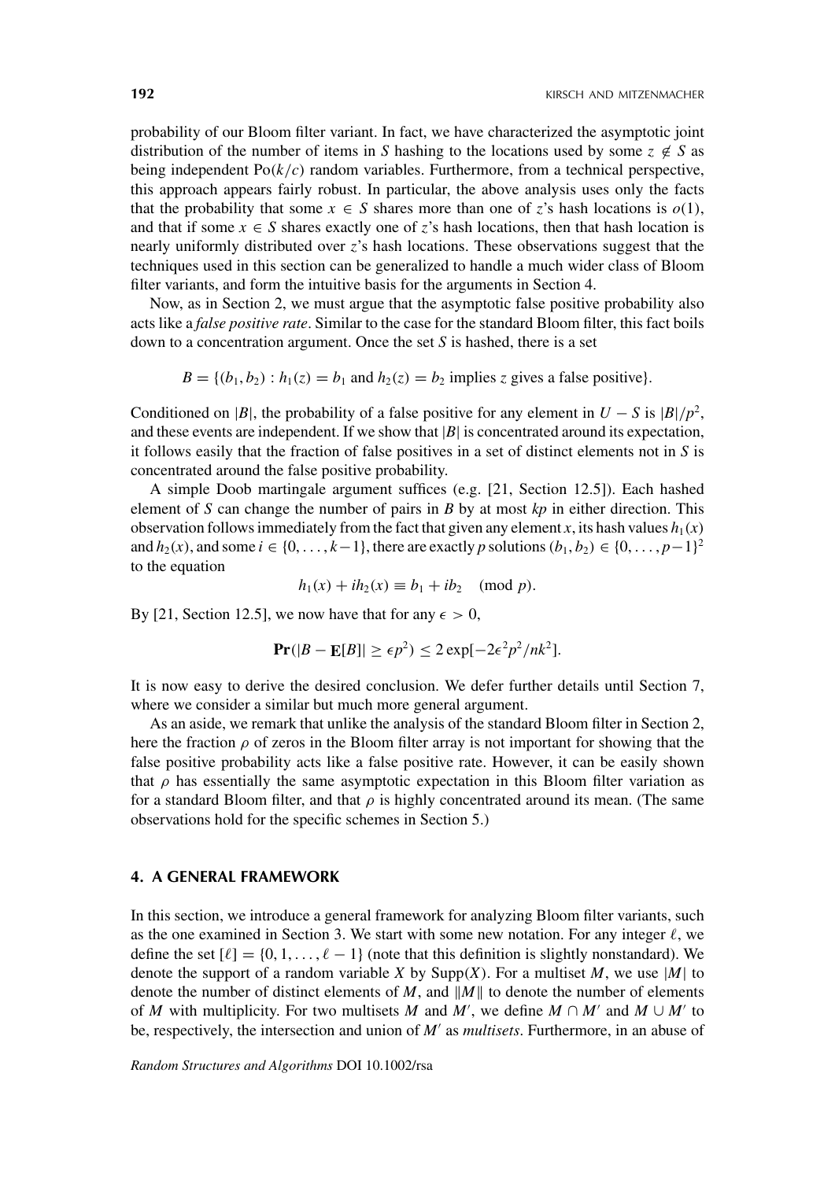probability of our Bloom filter variant. In fact, we have characterized the asymptotic joint distribution of the number of items in $S$ hashing to the locations used by some $z \notin S$ as being independent $\text{Po}(k/c)$ random variables. Furthermore, from a technical perspective, this approach appears fairly robust. In particular, the above analysis uses only the facts that the probability that some $x \in S$ shares more than one of $z$'s hash locations is $o(1)$, and that if some $x \in S$ shares exactly one of $z$'s hash locations, then that hash location is nearly uniformly distributed over $z$'s hash locations. These observations suggest that the techniques used in this section can be generalized to handle a much wider class of Bloom filter variants, and form the intuitive basis for the arguments in Section 4.

Now, as in Section 2, we must argue that the asymptotic false positive probability also acts like a *false positive rate*. Similar to the case for the standard Bloom filter, this fact boils down to a concentration argument. Once the set $S$ is hashed, there is a set

$$B = \{(b_1, b_2) : h_1(z) = b_1 \text{ and } h_2(z) = b_2 \text{ implies } z \text{ gives a false positive}\}.$$

Conditioned on $|B|$, the probability of a false positive for any element in $U - S$ is $|B|/p^2$, and these events are independent. If we show that $|B|$ is concentrated around its expectation, it follows easily that the fraction of false positives in a set of distinct elements not in $S$ is concentrated around the false positive probability.

A simple Doob martingale argument suffices (e.g. [21, Section 12.5]). Each hashed element of $S$ can change the number of pairs in $B$ by at most $kp$ in either direction. This observation follows immediately from the fact that given any element $x$, its hash values $h_1(x)$ and $h_2(x)$, and some $i \in \{0, \ldots, k-1\}$, there are exactly $p$ solutions $(b_1, b_2) \in \{0, \ldots, p-1\}^2$ to the equation

$$h_1(x) + ih_2(x) \equiv b_1 + ib_2 \pmod{p}.$$

By [21, Section 12.5], we now have that for any $\epsilon > 0$,

$$\mathbf{Pr}(|B - \mathbf{E}[B]| \geq \epsilon p^2) \leq 2\exp[-2\epsilon^2 p^2/nk^2].$$

It is now easy to derive the desired conclusion. We defer further details until Section 7, where we consider a similar but much more general argument.

As an aside, we remark that unlike the analysis of the standard Bloom filter in Section 2, here the fraction $\rho$ of zeros in the Bloom filter array is not important for showing that the false positive probability acts like a false positive rate. However, it can be easily shown that $\rho$ has essentially the same asymptotic expectation in this Bloom filter variation as for a standard Bloom filter, and that $\rho$ is highly concentrated around its mean. (The same observations hold for the specific schemes in Section 5.)

## 4. A GENERAL FRAMEWORK

In this section, we introduce a general framework for analyzing Bloom filter variants, such as the one examined in Section 3. We start with some new notation. For any integer $\ell$, we define the set $[\ell] = \{0, 1, \ldots, \ell - 1\}$ (note that this definition is slightly nonstandard). We denote the support of a random variable $X$ by $\text{Supp}(X)$. For a multiset $M$, we use $|M|$ to denote the number of distinct elements of $M$, and $\|M\|$ to denote the number of elements of $M$ with multiplicity. For two multisets $M$ and $M'$, we define $M \cap M'$ and $M \cup M'$ to be, respectively, the intersection and union of $M'$ as *multisets*. Furthermore, in an abuse of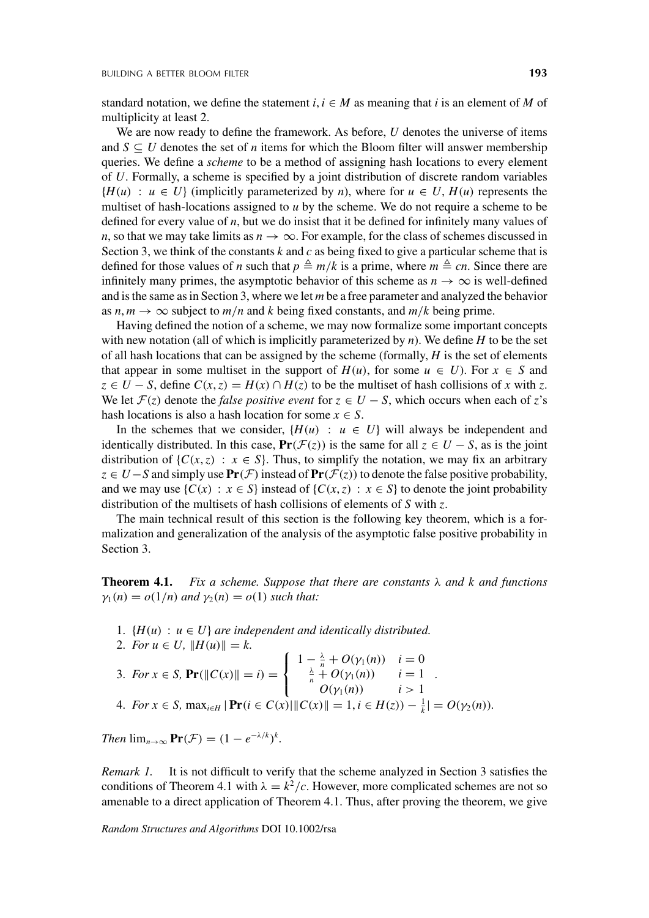standard notation, we define the statement $i, i \in M$ as meaning that $i$ is an element of $M$ of multiplicity at least 2.

We are now ready to define the framework. As before, $U$ denotes the universe of items and $S \subseteq U$ denotes the set of $n$ items for which the Bloom filter will answer membership queries. We define a *scheme* to be a method of assigning hash locations to every element of $U$. Formally, a scheme is specified by a joint distribution of discrete random variables $\{H(u) : u \in U\}$ (implicitly parameterized by $n$), where for $u \in U$, $H(u)$ represents the multiset of hash-locations assigned to $u$ by the scheme. We do not require a scheme to be defined for every value of $n$, but we do insist that it be defined for infinitely many values of $n$, so that we may take limits as $n \to \infty$. For example, for the class of schemes discussed in Section 3, we think of the constants $k$ and $c$ as being fixed to give a particular scheme that is defined for those values of $n$ such that $p \triangleq m/k$ is a prime, where $m \triangleq cn$. Since there are infinitely many primes, the asymptotic behavior of this scheme as $n \to \infty$ is well-defined and is the same as in Section 3, where we let $m$ be a free parameter and analyzed the behavior as $n, m \to \infty$ subject to $m/n$ and $k$ being fixed constants, and $m/k$ being prime.

Having defined the notion of a scheme, we may now formalize some important concepts with new notation (all of which is implicitly parameterized by $n$). We define $H$ to be the set of all hash locations that can be assigned by the scheme (formally, $H$ is the set of elements that appear in some multiset in the support of $H(u)$, for some $u \in U$). For $x \in S$ and $z \in U - S$, define $C(x, z) = H(x) \cap H(z)$ to be the multiset of hash collisions of $x$ with $z$. We let $\mathcal{F}(z)$ denote the *false positive event* for $z \in U - S$, which occurs when each of $z$'s hash locations is also a hash location for some $x \in S$.

In the schemes that we consider, $\{H(u) : u \in U\}$ will always be independent and identically distributed. In this case, $\mathbf{Pr}(\mathcal{F}(z))$ is the same for all $z \in U - S$, as is the joint distribution of $\{C(x, z) : x \in S\}$. Thus, to simplify the notation, we may fix an arbitrary $z \in U - S$ and simply use $\mathbf{Pr}(\mathcal{F})$ instead of $\mathbf{Pr}(\mathcal{F}(z))$ to denote the false positive probability, and we may use $\{C(x) : x \in S\}$ instead of $\{C(x, z) : x \in S\}$ to denote the joint probability distribution of the multisets of hash collisions of elements of $S$ with $z$.

The main technical result of this section is the following key theorem, which is a formalization and generalization of the analysis of the asymptotic false positive probability in Section 3.

**Theorem 4.1.** *Fix a scheme. Suppose that there are constants $\lambda$ and $k$ and functions $\gamma_1(n) = o(1/n)$ and $\gamma_2(n) = o(1)$ such that:*

1. *$\{H(u) : u \in U\}$ are independent and identically distributed.*
2. *For $u \in U$, $\|H(u)\| = k$.*
3. *For $x \in S$, $\mathbf{Pr}(\|C(x)\| = i) = \begin{cases} 1 - \frac{\lambda}{n} + O(\gamma_1(n)) & i = 0 \\ \frac{\lambda}{n} + O(\gamma_1(n)) & i = 1 \\ O(\gamma_1(n)) & i > 1 \end{cases}$.*
4. *For $x \in S$, $\max_{i \in H} |\mathbf{Pr}(i \in C(x) | \|C(x)\| = 1, i \in H(z)) - \frac{1}{k}| = O(\gamma_2(n))$.*

*Then $\lim_{n \to \infty} \mathbf{Pr}(\mathcal{F}) = (1 - e^{-\lambda/k})^k$.*

*Remark 1.* It is not difficult to verify that the scheme analyzed in Section 3 satisfies the conditions of Theorem 4.1 with $\lambda = k^2/c$. However, more complicated schemes are not so amenable to a direct application of Theorem 4.1. Thus, after proving the theorem, we give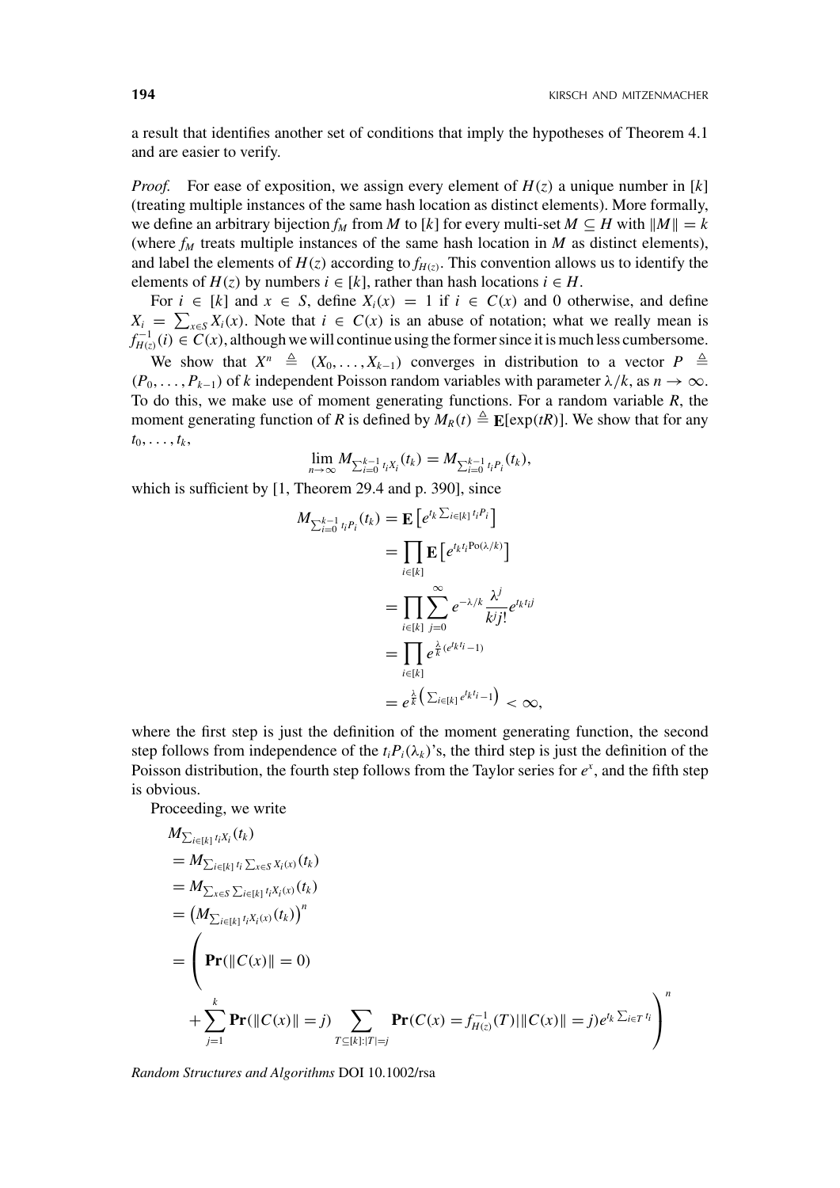a result that identifies another set of conditions that imply the hypotheses of Theorem 4.1 and are easier to verify.

*Proof.* For ease of exposition, we assign every element of $H(z)$ a unique number in $[k]$ (treating multiple instances of the same hash location as distinct elements). More formally, we define an arbitrary bijection $f_M$ from $M$ to $[k]$ for every multi-set $M \subseteq H$ with $\|M\| = k$ (where $f_M$ treats multiple instances of the same hash location in $M$ as distinct elements), and label the elements of $H(z)$ according to $f_{H(z)}$. This convention allows us to identify the elements of $H(z)$ by numbers $i \in [k]$, rather than hash locations $i \in H$.

For $i \in [k]$ and $x \in S$, define $X_i(x) = 1$ if $i \in C(x)$ and 0 otherwise, and define $X_i = \sum_{x \in S} X_i(x)$. Note that $i \in C(x)$ is an abuse of notation; what we really mean is $f_{H(z)}^{-1}(i) \in C(x)$, although we will continue using the former since it is much less cumbersome.

We show that $X^n \triangleq (X_0, \ldots, X_{k-1})$ converges in distribution to a vector $P \triangleq (P_0, \ldots, P_{k-1})$ of $k$ independent Poisson random variables with parameter $\lambda/k$, as $n \to \infty$. To do this, we make use of moment generating functions. For a random variable $R$, the moment generating function of $R$ is defined by $M_R(t) \triangleq \mathbf{E}[\exp(tR)]$. We show that for any $t_0, \ldots, t_k$,

$$\lim_{n\to\infty} M_{\sum_{i=0}^{k-1} t_i X_i}(t_k) = M_{\sum_{i=0}^{k-1} t_i P_i}(t_k),$$

which is sufficient by [1, Theorem 29.4 and p. 390], since

$$\begin{aligned}
M_{\sum_{i=0}^{k-1} t_i P_i}(t_k) &= \mathbf{E}\left[e^{t_k \sum_{i\in[k]} t_i P_i}\right] \\
&= \prod_{i\in[k]} \mathbf{E}\left[e^{t_k t_i \mathrm{Po}(\lambda/k)}\right] \\
&= \prod_{i\in[k]} \sum_{j=0}^{\infty} e^{-\lambda/k} \frac{\lambda^j}{k^j j!} e^{t_k t_i j} \\
&= \prod_{i\in[k]} e^{\frac{\lambda}{k}(e^{t_k t_i}-1)} \\
&= e^{\frac{\lambda}{k}\left(\sum_{i\in[k]} e^{t_k t_i}-1\right)} < \infty,
\end{aligned}$$

where the first step is just the definition of the moment generating function, the second step follows from independence of the $t_i P_i(\lambda_k)$'s, the third step is just the definition of the Poisson distribution, the fourth step follows from the Taylor series for $e^x$, and the fifth step is obvious.

Proceeding, we write

$$\begin{aligned}
&M_{\sum_{i\in[k]} t_i X_i}(t_k) \\
&= M_{\sum_{i\in[k]} t_i \sum_{x\in S} X_i(x)}(t_k) \\
&= M_{\sum_{x\in S} \sum_{i\in[k]} t_i X_i(x)}(t_k) \\
&= \left(M_{\sum_{i\in[k]} t_i X_i(x)}(t_k)\right)^n \\
&= \left( \mathbf{Pr}(\|C(x)\| = 0) \right. \\
&\quad \left. + \sum_{j=1}^{k} \mathbf{Pr}(\|C(x)\| = j) \sum_{T\subseteq[k]:|T|=j} \mathbf{Pr}(C(x) = f_{H(z)}^{-1}(T) \mid \|C(x)\| = j) e^{t_k \sum_{i\in T} t_i} \right)^n
\end{aligned}$$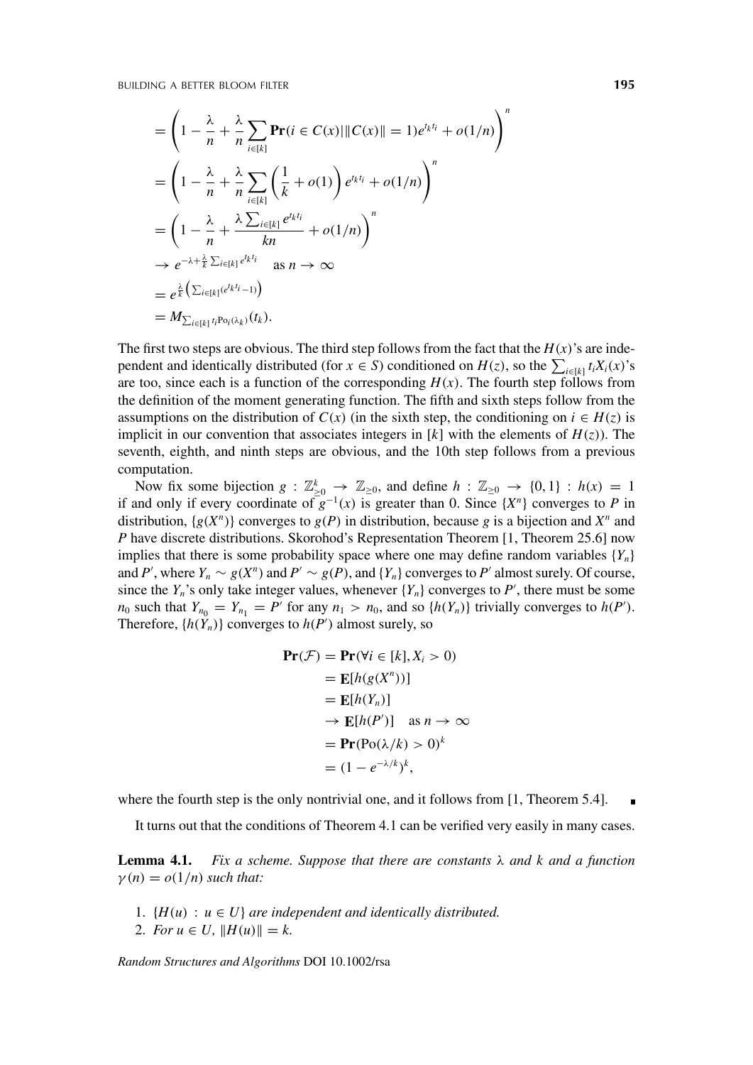$$
\begin{aligned}
&= \left(1 - \frac{\lambda}{n} + \frac{\lambda}{n}\sum_{i\in[k]} \mathbf{Pr}(i \in C(x) | \|C(x)\| = 1)e^{t_k t_i} + o(1/n)\right)^n \\
&= \left(1 - \frac{\lambda}{n} + \frac{\lambda}{n}\sum_{i\in[k]} \left(\frac{1}{k} + o(1)\right)e^{t_k t_i} + o(1/n)\right)^n \\
&= \left(1 - \frac{\lambda}{n} + \frac{\lambda \sum_{i\in[k]} e^{t_k t_i}}{kn} + o(1/n)\right)^n \\
&\to e^{-\lambda + \frac{\lambda}{k}\sum_{i\in[k]} e^{t_k t_i}} \quad \text{as } n \to \infty \\
&= e^{\frac{\lambda}{k}\left(\sum_{i\in[k]}(e^{t_k t_i} - 1)\right)} \\
&= M_{\sum_{i\in[k]} t_i \text{Po}_i(\lambda_k)}(t_k).
\end{aligned}
$$

The first two steps are obvious. The third step follows from the fact that the $H(x)$'s are independent and identically distributed (for $x \in S$) conditioned on $H(z)$, so the $\sum_{i\in[k]} t_i X_i(x)$'s are too, since each is a function of the corresponding $H(x)$. The fourth step follows from the definition of the moment generating function. The fifth and sixth steps follow from the assumptions on the distribution of $C(x)$ (in the sixth step, the conditioning on $i \in H(z)$ is implicit in our convention that associates integers in $[k]$ with the elements of $H(z)$). The seventh, eighth, and ninth steps are obvious, and the 10th step follows from a previous computation.

Now fix some bijection $g : \mathbb{Z}_{\geq 0}^k \to \mathbb{Z}_{\geq 0}$, and define $h : \mathbb{Z}_{\geq 0} \to \{0, 1\} : h(x) = 1$ if and only if every coordinate of $g^{-1}(x)$ is greater than 0. Since $\{X^n\}$ converges to $P$ in distribution, $\{g(X^n)\}$ converges to $g(P)$ in distribution, because $g$ is a bijection and $X^n$ and $P$ have discrete distributions. Skorohod's Representation Theorem [1, Theorem 25.6] now implies that there is some probability space where one may define random variables $\{Y_n\}$ and $P'$, where $Y_n \sim g(X^n)$ and $P' \sim g(P)$, and $\{Y_n\}$ converges to $P'$ almost surely. Of course, since the $Y_n$'s only take integer values, whenever $\{Y_n\}$ converges to $P'$, there must be some $n_0$ such that $Y_{n_0} = Y_{n_1} = P'$ for any $n_1 > n_0$, and so $\{h(Y_n)\}$ trivially converges to $h(P')$. Therefore, $\{h(Y_n)\}$ converges to $h(P')$ almost surely, so

$$
\begin{aligned}
\mathbf{Pr}(\mathcal{F}) &= \mathbf{Pr}(\forall i \in [k], X_i > 0) \\
&= \mathbf{E}[h(g(X^n))] \\
&= \mathbf{E}[h(Y_n)] \\
&\to \mathbf{E}[h(P')] \quad \text{as } n \to \infty \\
&= \mathbf{Pr}(\text{Po}(\lambda/k) > 0)^k \\
&= (1 - e^{-\lambda/k})^k,
\end{aligned}
$$

where the fourth step is the only nontrivial one, and it follows from [1, Theorem 5.4]. ∎

It turns out that the conditions of Theorem 4.1 can be verified very easily in many cases.

**Lemma 4.1.** *Fix a scheme. Suppose that there are constants $\lambda$ and $k$ and a function $\gamma(n) = o(1/n)$ such that:*

1. *$\{H(u) : u \in U\}$ are independent and identically distributed.*
2. *For $u \in U$, $\|H(u)\| = k$.*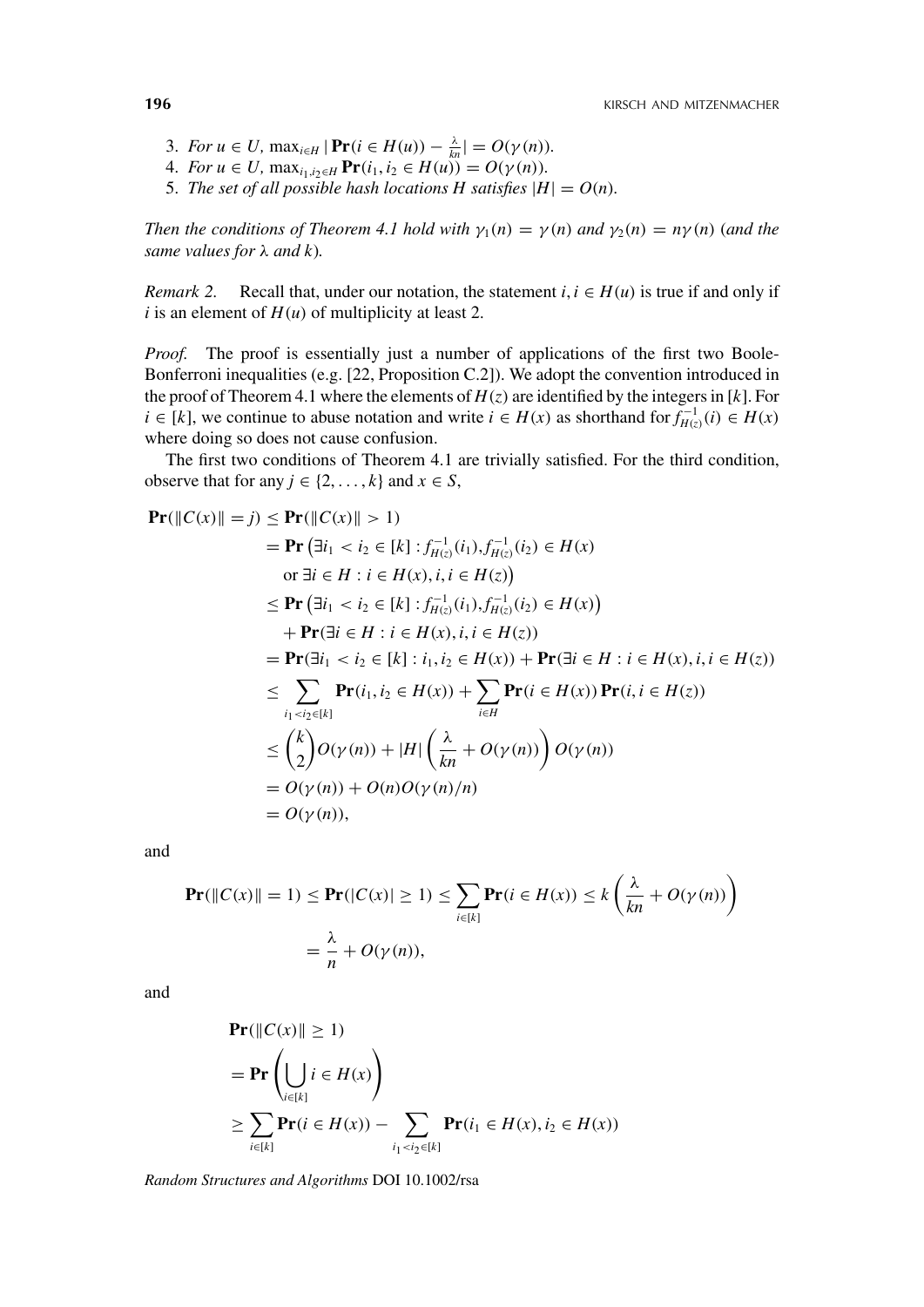3. *For $u \in U$, $\max_{i \in H} |\mathbf{Pr}(i \in H(u)) - \frac{\lambda}{kn}| = O(\gamma(n))$.*
4. *For $u \in U$, $\max_{i_1, i_2 \in H} \mathbf{Pr}(i_1, i_2 \in H(u)) = O(\gamma(n))$.*
5. *The set of all possible hash locations $H$ satisfies $|H| = O(n)$.*

*Then the conditions of Theorem 4.1 hold with $\gamma_1(n) = \gamma(n)$ and $\gamma_2(n) = n\gamma(n)$ (and the same values for $\lambda$ and $k$).*

*Remark 2.* Recall that, under our notation, the statement $i, i \in H(u)$ is true if and only if $i$ is an element of $H(u)$ of multiplicity at least 2.

*Proof.* The proof is essentially just a number of applications of the first two Boole-Bonferroni inequalities (e.g. [22, Proposition C.2]). We adopt the convention introduced in the proof of Theorem 4.1 where the elements of $H(z)$ are identified by the integers in $[k]$. For $i \in [k]$, we continue to abuse notation and write $i \in H(x)$ as shorthand for $f_{H(z)}^{-1}(i) \in H(x)$ where doing so does not cause confusion.

The first two conditions of Theorem 4.1 are trivially satisfied. For the third condition, observe that for any $j \in \{2, \ldots, k\}$ and $x \in S$,

$$
\begin{aligned}
\mathbf{Pr}(\|C(x)\| = j) &\leq \mathbf{Pr}(\|C(x)\| > 1) \\
&= \mathbf{Pr}\left(\exists i_1 < i_2 \in [k] : f_{H(z)}^{-1}(i_1), f_{H(z)}^{-1}(i_2) \in H(x)\right. \\
&\quad \left.\text{or } \exists i \in H : i \in H(x), i, i \in H(z)\right) \\
&\leq \mathbf{Pr}\left(\exists i_1 < i_2 \in [k] : f_{H(z)}^{-1}(i_1), f_{H(z)}^{-1}(i_2) \in H(x)\right) \\
&\quad + \mathbf{Pr}(\exists i \in H : i \in H(x), i, i \in H(z)) \\
&= \mathbf{Pr}(\exists i_1 < i_2 \in [k] : i_1, i_2 \in H(x)) + \mathbf{Pr}(\exists i \in H : i \in H(x), i, i \in H(z)) \\
&\leq \sum_{i_1 < i_2 \in [k]} \mathbf{Pr}(i_1, i_2 \in H(x)) + \sum_{i \in H} \mathbf{Pr}(i \in H(x)) \mathbf{Pr}(i, i \in H(z)) \\
&\leq \binom{k}{2} O(\gamma(n)) + |H| \left(\frac{\lambda}{kn} + O(\gamma(n))\right) O(\gamma(n)) \\
&= O(\gamma(n)) + O(n) O(\gamma(n)/n) \\
&= O(\gamma(n)),
\end{aligned}
$$

and

$$
\begin{aligned}
\mathbf{Pr}(\|C(x)\| = 1) \leq \mathbf{Pr}(|C(x)| \geq 1) \leq \sum_{i \in [k]} \mathbf{Pr}(i \in H(x)) \leq k\left(\frac{\lambda}{kn} + O(\gamma(n))\right) \\
= \frac{\lambda}{n} + O(\gamma(n)),
\end{aligned}
$$

and

$$
\begin{aligned}
&\mathbf{Pr}(\|C(x)\| \geq 1) \\
&= \mathbf{Pr}\left(\bigcup_{i \in [k]} i \in H(x)\right) \\
&\geq \sum_{i \in [k]} \mathbf{Pr}(i \in H(x)) - \sum_{i_1 < i_2 \in [k]} \mathbf{Pr}(i_1 \in H(x), i_2 \in H(x))
\end{aligned}
$$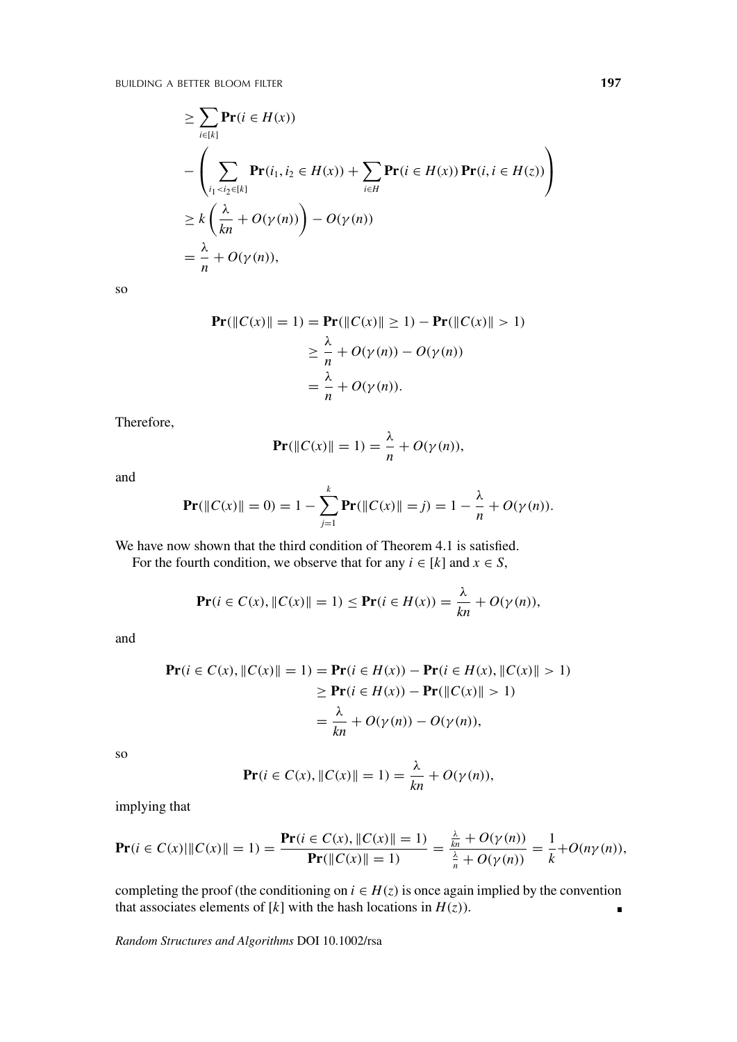$$
\begin{aligned}
&\geq \sum_{i \in [k]} \mathbf{Pr}(i \in H(x)) \\
&\quad - \left( \sum_{i_1 < i_2 \in [k]} \mathbf{Pr}(i_1, i_2 \in H(x)) + \sum_{i \in H} \mathbf{Pr}(i \in H(x))\, \mathbf{Pr}(i, i \in H(z)) \right) \\
&\geq k \left( \frac{\lambda}{kn} + O(\gamma(n)) \right) - O(\gamma(n)) \\
&= \frac{\lambda}{n} + O(\gamma(n)),
\end{aligned}
$$

so

$$
\begin{aligned}
\mathbf{Pr}(\|C(x)\| = 1) &= \mathbf{Pr}(\|C(x)\| \geq 1) - \mathbf{Pr}(\|C(x)\| > 1) \\
&\geq \frac{\lambda}{n} + O(\gamma(n)) - O(\gamma(n)) \\
&= \frac{\lambda}{n} + O(\gamma(n)).
\end{aligned}
$$

Therefore,

$$
\mathbf{Pr}(\|C(x)\| = 1) = \frac{\lambda}{n} + O(\gamma(n)),
$$

and

$$
\mathbf{Pr}(\|C(x)\| = 0) = 1 - \sum_{j=1}^{k} \mathbf{Pr}(\|C(x)\| = j) = 1 - \frac{\lambda}{n} + O(\gamma(n)).
$$

We have now shown that the third condition of Theorem 4.1 is satisfied.

For the fourth condition, we observe that for any $i \in [k]$ and $x \in S$,

$$
\mathbf{Pr}(i \in C(x), \|C(x)\| = 1) \leq \mathbf{Pr}(i \in H(x)) = \frac{\lambda}{kn} + O(\gamma(n)),
$$

and

$$
\begin{aligned}
\mathbf{Pr}(i \in C(x), \|C(x)\| = 1) &= \mathbf{Pr}(i \in H(x)) - \mathbf{Pr}(i \in H(x), \|C(x)\| > 1) \\
&\geq \mathbf{Pr}(i \in H(x)) - \mathbf{Pr}(\|C(x)\| > 1) \\
&= \frac{\lambda}{kn} + O(\gamma(n)) - O(\gamma(n)),
\end{aligned}
$$

so

$$
\mathbf{Pr}(i \in C(x), \|C(x)\| = 1) = \frac{\lambda}{kn} + O(\gamma(n)),
$$

implying that

$$
\mathbf{Pr}(i \in C(x) \mid \|C(x)\| = 1) = \frac{\mathbf{Pr}(i \in C(x), \|C(x)\| = 1)}{\mathbf{Pr}(\|C(x)\| = 1)} = \frac{\frac{\lambda}{kn} + O(\gamma(n))}{\frac{\lambda}{n} + O(\gamma(n))} = \frac{1}{k} + O(n\gamma(n)),
$$

completing the proof (the conditioning on $i \in H(z)$ is once again implied by the convention that associates elements of $[k]$ with the hash locations in $H(z)$). ∎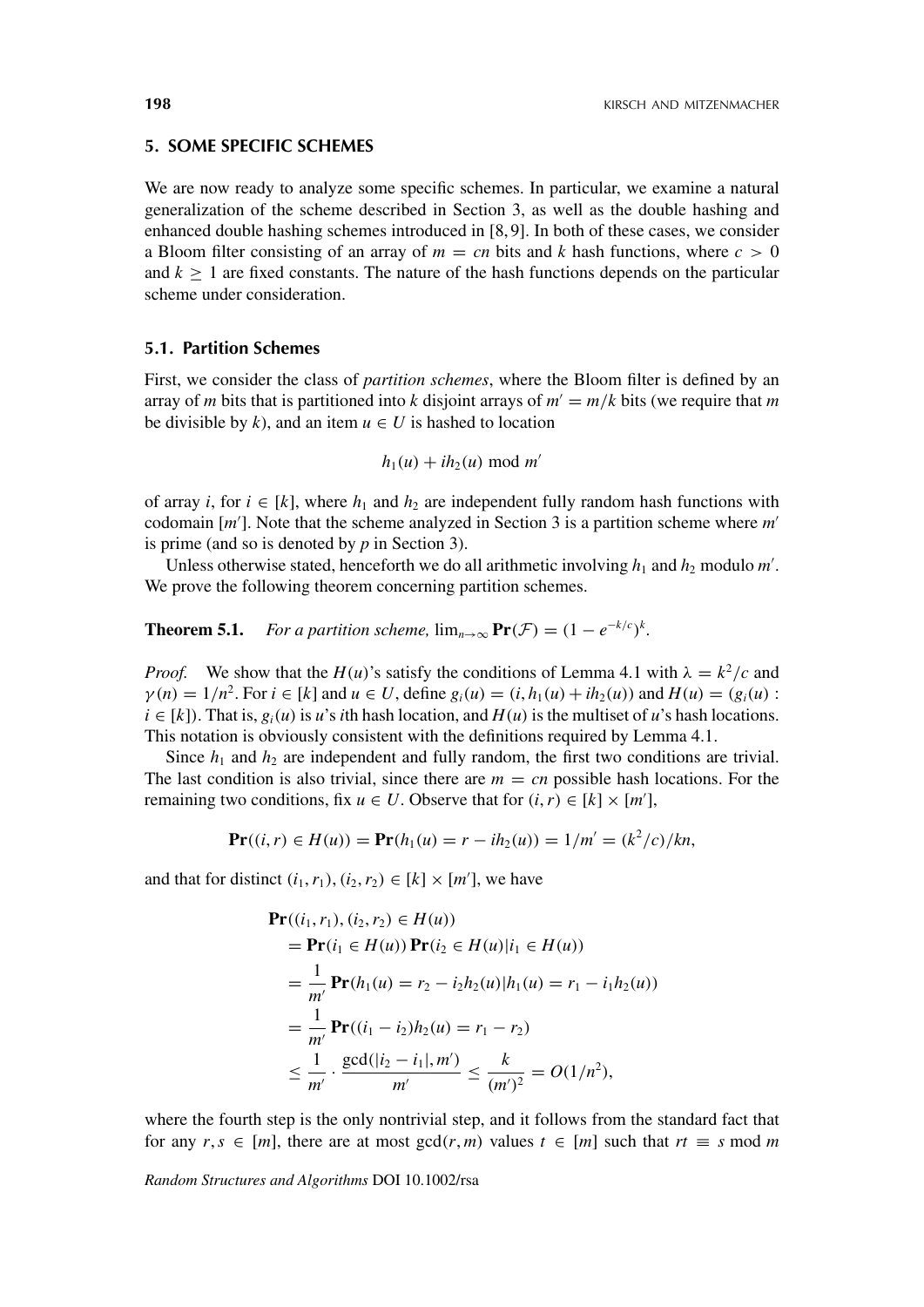## 5. SOME SPECIFIC SCHEMES

We are now ready to analyze some specific schemes. In particular, we examine a natural generalization of the scheme described in Section 3, as well as the double hashing and enhanced double hashing schemes introduced in [8, 9]. In both of these cases, we consider a Bloom filter consisting of an array of $m = cn$ bits and $k$ hash functions, where $c > 0$ and $k \geq 1$ are fixed constants. The nature of the hash functions depends on the particular scheme under consideration.

### 5.1. Partition Schemes

First, we consider the class of *partition schemes*, where the Bloom filter is defined by an array of $m$ bits that is partitioned into $k$ disjoint arrays of $m' = m/k$ bits (we require that $m$ be divisible by $k$), and an item $u \in U$ is hashed to location

$$h_1(u) + ih_2(u) \bmod m'$$

of array $i$, for $i \in [k]$, where $h_1$ and $h_2$ are independent fully random hash functions with codomain $[m']$. Note that the scheme analyzed in Section 3 is a partition scheme where $m'$ is prime (and so is denoted by $p$ in Section 3).

Unless otherwise stated, henceforth we do all arithmetic involving $h_1$ and $h_2$ modulo $m'$. We prove the following theorem concerning partition schemes.

**Theorem 5.1.** *For a partition scheme,* $\lim_{n\to\infty} \mathbf{Pr}(\mathcal{F}) = (1 - e^{-k/c})^k$.

*Proof.* We show that the $H(u)$'s satisfy the conditions of Lemma 4.1 with $\lambda = k^2/c$ and $\gamma(n) = 1/n^2$. For $i \in [k]$ and $u \in U$, define $g_i(u) = (i, h_1(u) + ih_2(u))$ and $H(u) = (g_i(u) : i \in [k])$. That is, $g_i(u)$ is $u$'s $i$th hash location, and $H(u)$ is the multiset of $u$'s hash locations. This notation is obviously consistent with the definitions required by Lemma 4.1.

Since $h_1$ and $h_2$ are independent and fully random, the first two conditions are trivial. The last condition is also trivial, since there are $m = cn$ possible hash locations. For the remaining two conditions, fix $u \in U$. Observe that for $(i, r) \in [k] \times [m']$,

$$\mathbf{Pr}((i, r) \in H(u)) = \mathbf{Pr}(h_1(u) = r - ih_2(u)) = 1/m' = (k^2/c)/kn,$$

and that for distinct $(i_1, r_1), (i_2, r_2) \in [k] \times [m']$, we have

$$\begin{aligned}
&\mathbf{Pr}((i_1, r_1), (i_2, r_2) \in H(u)) \\
&= \mathbf{Pr}(i_1 \in H(u))\, \mathbf{Pr}(i_2 \in H(u) | i_1 \in H(u)) \\
&= \frac{1}{m'} \mathbf{Pr}(h_1(u) = r_2 - i_2 h_2(u) | h_1(u) = r_1 - i_1 h_2(u)) \\
&= \frac{1}{m'} \mathbf{Pr}((i_1 - i_2) h_2(u) = r_1 - r_2) \\
&\leq \frac{1}{m'} \cdot \frac{\gcd(|i_2 - i_1|, m')}{m'} \leq \frac{k}{(m')^2} = O(1/n^2),
\end{aligned}$$

where the fourth step is the only nontrivial step, and it follows from the standard fact that for any $r, s \in [m]$, there are at most $\gcd(r, m)$ values $t \in [m]$ such that $rt \equiv s \bmod m$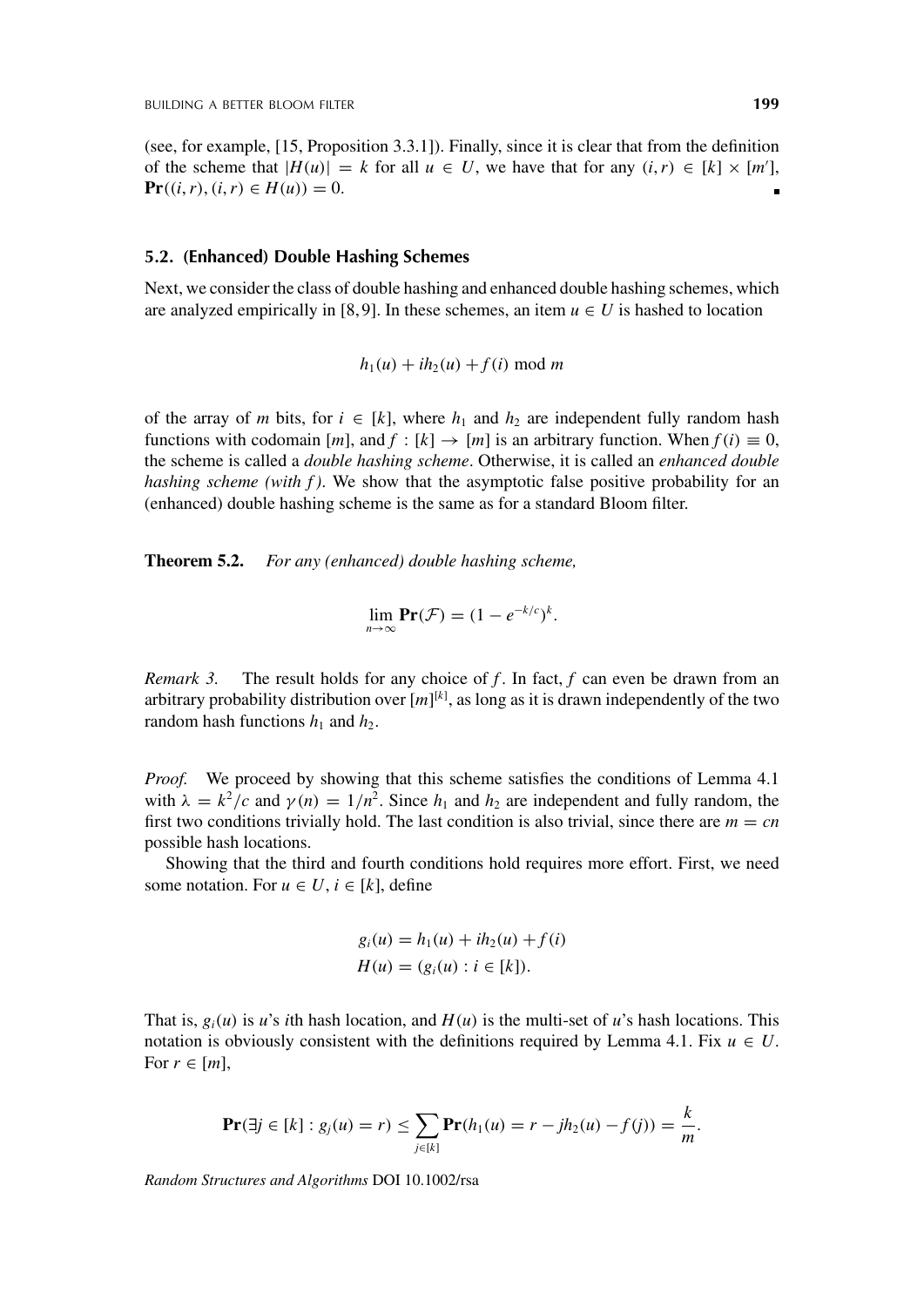(see, for example, [15, Proposition 3.3.1]). Finally, since it is clear that from the definition of the scheme that $|H(u)| = k$ for all $u \in U$, we have that for any $(i, r) \in [k] \times [m']$, $\mathbf{Pr}((i, r), (i, r) \in H(u)) = 0$. ∎

### 5.2. (Enhanced) Double Hashing Schemes

Next, we consider the class of double hashing and enhanced double hashing schemes, which are analyzed empirically in [8, 9]. In these schemes, an item $u \in U$ is hashed to location

$$h_1(u) + ih_2(u) + f(i) \bmod m$$

of the array of $m$ bits, for $i \in [k]$, where $h_1$ and $h_2$ are independent fully random hash functions with codomain $[m]$, and $f : [k] \to [m]$ is an arbitrary function. When $f(i) \equiv 0$, the scheme is called a *double hashing scheme*. Otherwise, it is called an *enhanced double hashing scheme (with $f$)*. We show that the asymptotic false positive probability for an (enhanced) double hashing scheme is the same as for a standard Bloom filter.

**Theorem 5.2.** *For any (enhanced) double hashing scheme,*

$$\lim_{n\to\infty} \mathbf{Pr}(\mathcal{F}) = (1 - e^{-k/c})^k.$$

*Remark 3.* The result holds for any choice of $f$. In fact, $f$ can even be drawn from an arbitrary probability distribution over $[m]^{[k]}$, as long as it is drawn independently of the two random hash functions $h_1$ and $h_2$.

*Proof.* We proceed by showing that this scheme satisfies the conditions of Lemma 4.1 with $\lambda = k^2/c$ and $\gamma(n) = 1/n^2$. Since $h_1$ and $h_2$ are independent and fully random, the first two conditions trivially hold. The last condition is also trivial, since there are $m = cn$ possible hash locations.

Showing that the third and fourth conditions hold requires more effort. First, we need some notation. For $u \in U$, $i \in [k]$, define

$$g_i(u) = h_1(u) + ih_2(u) + f(i)$$
$$H(u) = (g_i(u) : i \in [k]).$$

That is, $g_i(u)$ is $u$'s $i$th hash location, and $H(u)$ is the multi-set of $u$'s hash locations. This notation is obviously consistent with the definitions required by Lemma 4.1. Fix $u \in U$. For $r \in [m]$,

$$\mathbf{Pr}(\exists j \in [k] : g_j(u) = r) \leq \sum_{j\in[k]} \mathbf{Pr}(h_1(u) = r - jh_2(u) - f(j)) = \frac{k}{m}.$$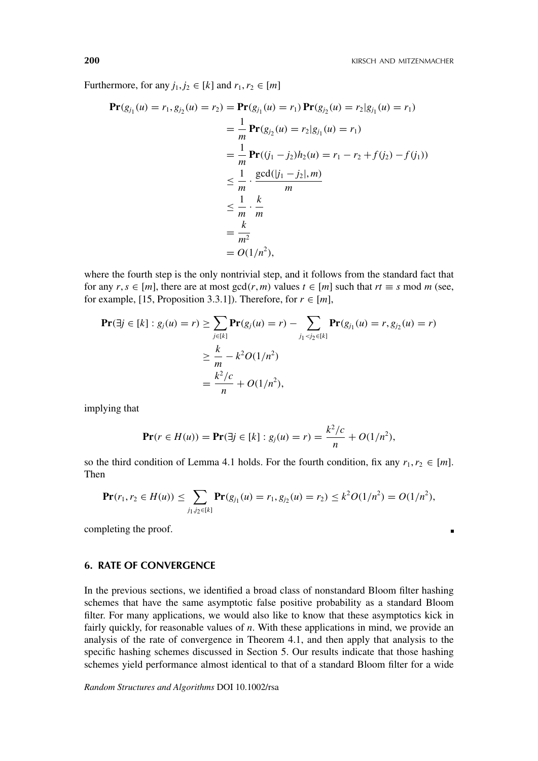Furthermore, for any $j_1, j_2 \in [k]$ and $r_1, r_2 \in [m]$

$$
\begin{aligned}
\mathbf{Pr}(g_{j_1}(u) = r_1, g_{j_2}(u) = r_2) &= \mathbf{Pr}(g_{j_1}(u) = r_1)\,\mathbf{Pr}(g_{j_2}(u) = r_2 | g_{j_1}(u) = r_1) \\
&= \frac{1}{m}\,\mathbf{Pr}(g_{j_2}(u) = r_2 | g_{j_1}(u) = r_1) \\
&= \frac{1}{m}\,\mathbf{Pr}((j_1 - j_2)h_2(u) = r_1 - r_2 + f(j_2) - f(j_1)) \\
&\leq \frac{1}{m} \cdot \frac{\gcd(|j_1 - j_2|, m)}{m} \\
&\leq \frac{1}{m} \cdot \frac{k}{m} \\
&= \frac{k}{m^2} \\
&= O(1/n^2),
\end{aligned}
$$

where the fourth step is the only nontrivial step, and it follows from the standard fact that for any $r, s \in [m]$, there are at most $\gcd(r, m)$ values $t \in [m]$ such that $rt \equiv s \bmod m$ (see, for example, [15, Proposition 3.3.1]). Therefore, for $r \in [m]$,

$$
\begin{aligned}
\mathbf{Pr}(\exists j \in [k] : g_j(u) = r) &\geq \sum_{j \in [k]} \mathbf{Pr}(g_j(u) = r) - \sum_{j_1 < j_2 \in [k]} \mathbf{Pr}(g_{j_1}(u) = r, g_{j_2}(u) = r) \\
&\geq \frac{k}{m} - k^2 O(1/n^2) \\
&= \frac{k^2/c}{n} + O(1/n^2),
\end{aligned}
$$

implying that

$$
\mathbf{Pr}(r \in H(u)) = \mathbf{Pr}(\exists j \in [k] : g_j(u) = r) = \frac{k^2/c}{n} + O(1/n^2),
$$

so the third condition of Lemma 4.1 holds. For the fourth condition, fix any $r_1, r_2 \in [m]$. Then

$$
\mathbf{Pr}(r_1, r_2 \in H(u)) \leq \sum_{j_1, j_2 \in [k]} \mathbf{Pr}(g_{j_1}(u) = r_1, g_{j_2}(u) = r_2) \leq k^2 O(1/n^2) = O(1/n^2),
$$

completing the proof. ∎

## 6. RATE OF CONVERGENCE

In the previous sections, we identified a broad class of nonstandard Bloom filter hashing schemes that have the same asymptotic false positive probability as a standard Bloom filter. For many applications, we would also like to know that these asymptotics kick in fairly quickly, for reasonable values of $n$. With these applications in mind, we provide an analysis of the rate of convergence in Theorem 4.1, and then apply that analysis to the specific hashing schemes discussed in Section 5. Our results indicate that those hashing schemes yield performance almost identical to that of a standard Bloom filter for a wide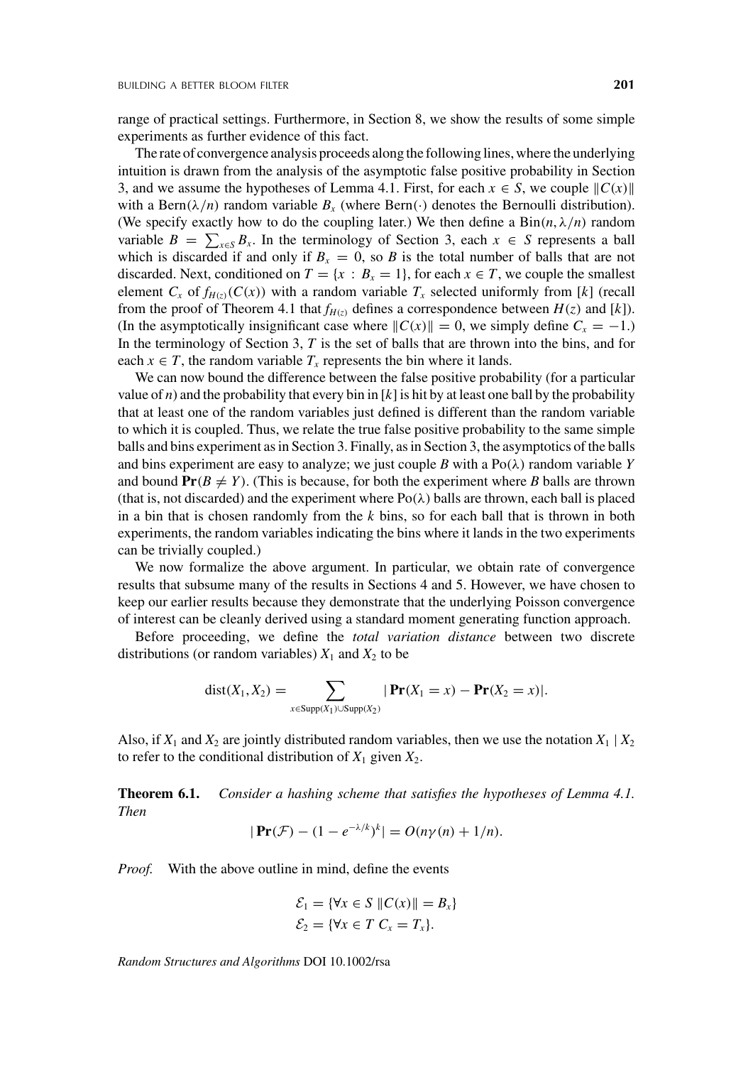range of practical settings. Furthermore, in Section 8, we show the results of some simple experiments as further evidence of this fact.

The rate of convergence analysis proceeds along the following lines, where the underlying intuition is drawn from the analysis of the asymptotic false positive probability in Section 3, and we assume the hypotheses of Lemma 4.1. First, for each $x \in S$, we couple $\|C(x)\|$ with a $\mathrm{Bern}(\lambda/n)$ random variable $B_x$ (where $\mathrm{Bern}(\cdot)$ denotes the Bernoulli distribution). (We specify exactly how to do the coupling later.) We then define a $\mathrm{Bin}(n, \lambda/n)$ random variable $B = \sum_{x \in S} B_x$. In the terminology of Section 3, each $x \in S$ represents a ball which is discarded if and only if $B_x = 0$, so $B$ is the total number of balls that are not discarded. Next, conditioned on $T = \{x : B_x = 1\}$, for each $x \in T$, we couple the smallest element $C_x$ of $f_{H(z)}(C(x))$ with a random variable $T_x$ selected uniformly from $[k]$ (recall from the proof of Theorem 4.1 that $f_{H(z)}$ defines a correspondence between $H(z)$ and $[k]$). (In the asymptotically insignificant case where $\|C(x)\| = 0$, we simply define $C_x = -1$.) In the terminology of Section 3, $T$ is the set of balls that are thrown into the bins, and for each $x \in T$, the random variable $T_x$ represents the bin where it lands.

We can now bound the difference between the false positive probability (for a particular value of $n$) and the probability that every bin in $[k]$ is hit by at least one ball by the probability that at least one of the random variables just defined is different than the random variable to which it is coupled. Thus, we relate the true false positive probability to the same simple balls and bins experiment as in Section 3. Finally, as in Section 3, the asymptotics of the balls and bins experiment are easy to analyze; we just couple $B$ with a $\mathrm{Po}(\lambda)$ random variable $Y$ and bound $\mathbf{Pr}(B \neq Y)$. (This is because, for both the experiment where $B$ balls are thrown (that is, not discarded) and the experiment where $\mathrm{Po}(\lambda)$ balls are thrown, each ball is placed in a bin that is chosen randomly from the $k$ bins, so for each ball that is thrown in both experiments, the random variables indicating the bins where it lands in the two experiments can be trivially coupled.)

We now formalize the above argument. In particular, we obtain rate of convergence results that subsume many of the results in Sections 4 and 5. However, we have chosen to keep our earlier results because they demonstrate that the underlying Poisson convergence of interest can be cleanly derived using a standard moment generating function approach.

Before proceeding, we define the *total variation distance* between two discrete distributions (or random variables) $X_1$ and $X_2$ to be

$$\mathrm{dist}(X_1, X_2) = \sum_{x \in \mathrm{Supp}(X_1) \cup \mathrm{Supp}(X_2)} |\mathbf{Pr}(X_1 = x) - \mathbf{Pr}(X_2 = x)|.$$

Also, if $X_1$ and $X_2$ are jointly distributed random variables, then we use the notation $X_1 \mid X_2$ to refer to the conditional distribution of $X_1$ given $X_2$.

**Theorem 6.1.** *Consider a hashing scheme that satisfies the hypotheses of Lemma 4.1. Then*

$$|\mathbf{Pr}(\mathcal{F}) - (1 - e^{-\lambda/k})^k| = O(n\gamma(n) + 1/n).$$

*Proof.* With the above outline in mind, define the events

$$\mathcal{E}_1 = \{\forall x \in S \ \|C(x)\| = B_x\}$$
$$\mathcal{E}_2 = \{\forall x \in T \ C_x = T_x\}.$$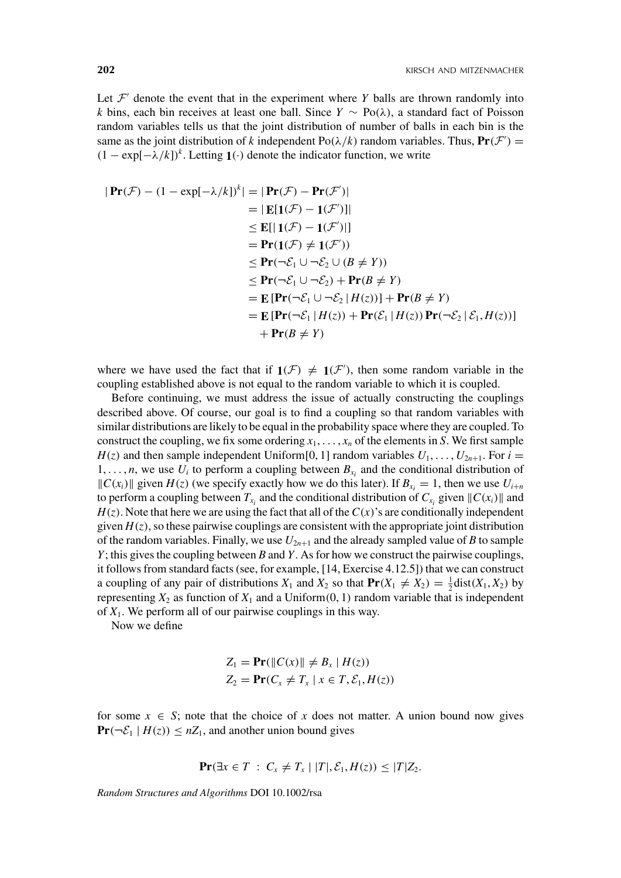Let $\mathcal{F}'$ denote the event that in the experiment where $Y$ balls are thrown randomly into $k$ bins, each bin receives at least one ball. Since $Y \sim \text{Po}(\lambda)$, a standard fact of Poisson random variables tells us that the joint distribution of number of balls in each bin is the same as the joint distribution of $k$ independent $\text{Po}(\lambda/k)$ random variables. Thus, $\mathbf{Pr}(\mathcal{F}') = (1 - \exp[-\lambda/k])^k$. Letting $\mathbf{1}(\cdot)$ denote the indicator function, we write

$$
\begin{aligned}
|\,\mathbf{Pr}(\mathcal{F}) - (1 - \exp[-\lambda/k])^k| &= |\,\mathbf{Pr}(\mathcal{F}) - \mathbf{Pr}(\mathcal{F}')| \\
&= |\,\mathbf{E}[\mathbf{1}(\mathcal{F}) - \mathbf{1}(\mathcal{F}')]| \\
&\leq \mathbf{E}[|\,\mathbf{1}(\mathcal{F}) - \mathbf{1}(\mathcal{F}')|] \\
&= \mathbf{Pr}(\mathbf{1}(\mathcal{F}) \neq \mathbf{1}(\mathcal{F}')) \\
&\leq \mathbf{Pr}(\neg\mathcal{E}_1 \cup \neg\mathcal{E}_2 \cup (B \neq Y)) \\
&\leq \mathbf{Pr}(\neg\mathcal{E}_1 \cup \neg\mathcal{E}_2) + \mathbf{Pr}(B \neq Y) \\
&= \mathbf{E}\,[\mathbf{Pr}(\neg\mathcal{E}_1 \cup \neg\mathcal{E}_2 \,|\, H(z))] + \mathbf{Pr}(B \neq Y) \\
&= \mathbf{E}\,[\mathbf{Pr}(\neg\mathcal{E}_1 \,|\, H(z)) + \mathbf{Pr}(\mathcal{E}_1 \,|\, H(z))\,\mathbf{Pr}(\neg\mathcal{E}_2 \,|\, \mathcal{E}_1, H(z))] \\
&\quad + \mathbf{Pr}(B \neq Y)
\end{aligned}
$$

where we have used the fact that if $\mathbf{1}(\mathcal{F}) \neq \mathbf{1}(\mathcal{F}')$, then some random variable in the coupling established above is not equal to the random variable to which it is coupled.

Before continuing, we must address the issue of actually constructing the couplings described above. Of course, our goal is to find a coupling so that random variables with similar distributions are likely to be equal in the probability space where they are coupled. To construct the coupling, we fix some ordering $x_1, \ldots, x_n$ of the elements in $S$. We first sample $H(z)$ and then sample independent Uniform[0, 1] random variables $U_1, \ldots, U_{2n+1}$. For $i = 1, \ldots, n$, we use $U_i$ to perform a coupling between $B_{x_i}$ and the conditional distribution of $\|C(x_i)\|$ given $H(z)$ (we specify exactly how we do this later). If $B_{x_i} = 1$, then we use $U_{i+n}$ to perform a coupling between $T_{x_i}$ and the conditional distribution of $C_{x_i}$ given $\|C(x_i)\|$ and $H(z)$. Note that here we are using the fact that all of the $C(x)$'s are conditionally independent given $H(z)$, so these pairwise couplings are consistent with the appropriate joint distribution of the random variables. Finally, we use $U_{2n+1}$ and the already sampled value of $B$ to sample $Y$; this gives the coupling between $B$ and $Y$. As for how we construct the pairwise couplings, it follows from standard facts (see, for example, [14, Exercise 4.12.5]) that we can construct a coupling of any pair of distributions $X_1$ and $X_2$ so that $\mathbf{Pr}(X_1 \neq X_2) = \frac{1}{2}\text{dist}(X_1, X_2)$ by representing $X_2$ as function of $X_1$ and a Uniform(0, 1) random variable that is independent of $X_1$. We perform all of our pairwise couplings in this way.

Now we define

$$
\begin{aligned}
Z_1 &= \mathbf{Pr}(\|C(x)\| \neq B_x \mid H(z)) \\
Z_2 &= \mathbf{Pr}(C_x \neq T_x \mid x \in T, \mathcal{E}_1, H(z))
\end{aligned}
$$

for some $x \in S$; note that the choice of $x$ does not matter. A union bound now gives $\mathbf{Pr}(\neg\mathcal{E}_1 \mid H(z)) \leq nZ_1$, and another union bound gives

$$
\mathbf{Pr}(\exists x \in T \;:\; C_x \neq T_x \mid |T|, \mathcal{E}_1, H(z)) \leq |T| Z_2.
$$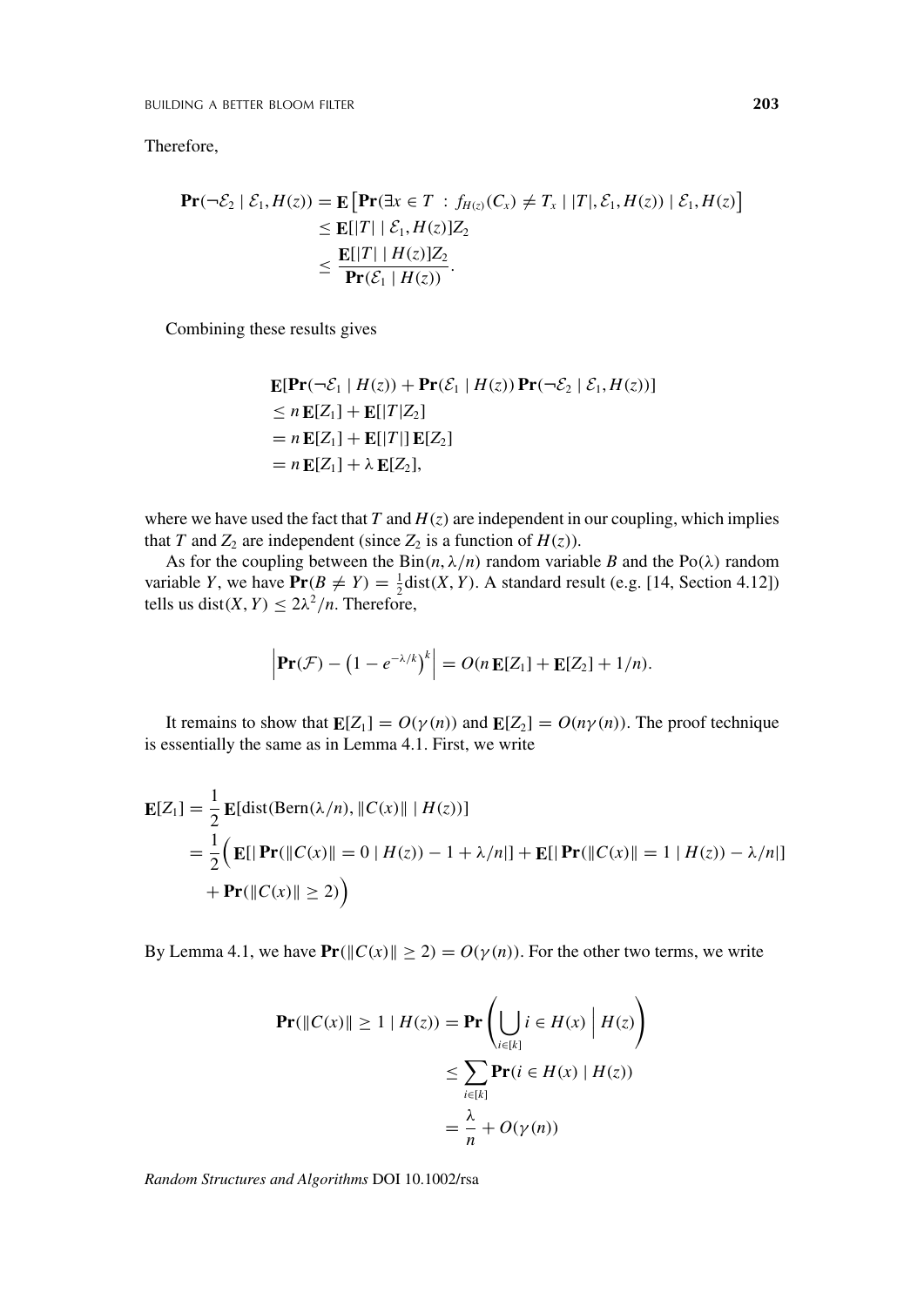Therefore,

$$\begin{aligned}
\mathbf{Pr}(\neg\mathcal{E}_2 \mid \mathcal{E}_1, H(z)) &= \mathbf{E}\left[\mathbf{Pr}(\exists x \in T \,:\, f_{H(z)}(C_x) \neq T_x \mid |T|, \mathcal{E}_1, H(z)) \mid \mathcal{E}_1, H(z)\right] \\
&\leq \mathbf{E}[|T| \mid \mathcal{E}_1, H(z)] Z_2 \\
&\leq \frac{\mathbf{E}[|T| \mid H(z)] Z_2}{\mathbf{Pr}(\mathcal{E}_1 \mid H(z))}.
\end{aligned}$$

Combining these results gives

$$\begin{aligned}
&\mathbf{E}[\mathbf{Pr}(\neg\mathcal{E}_1 \mid H(z)) + \mathbf{Pr}(\mathcal{E}_1 \mid H(z))\,\mathbf{Pr}(\neg\mathcal{E}_2 \mid \mathcal{E}_1, H(z))] \\
&\leq n\,\mathbf{E}[Z_1] + \mathbf{E}[|T| Z_2] \\
&= n\,\mathbf{E}[Z_1] + \mathbf{E}[|T|]\,\mathbf{E}[Z_2] \\
&= n\,\mathbf{E}[Z_1] + \lambda\,\mathbf{E}[Z_2],
\end{aligned}$$

where we have used the fact that $T$ and $H(z)$ are independent in our coupling, which implies that $T$ and $Z_2$ are independent (since $Z_2$ is a function of $H(z)$).

As for the coupling between the $\text{Bin}(n, \lambda/n)$ random variable $B$ and the $\text{Po}(\lambda)$ random variable $Y$, we have $\mathbf{Pr}(B \neq Y) = \frac{1}{2}\text{dist}(X, Y)$. A standard result (e.g. [14, Section 4.12]) tells us $\text{dist}(X, Y) \leq 2\lambda^2/n$. Therefore,

$$\left|\mathbf{Pr}(\mathcal{F}) - \left(1 - e^{-\lambda/k}\right)^k\right| = O(n\,\mathbf{E}[Z_1] + \mathbf{E}[Z_2] + 1/n).$$

It remains to show that $\mathbf{E}[Z_1] = O(\gamma(n))$ and $\mathbf{E}[Z_2] = O(n\gamma(n))$. The proof technique is essentially the same as in Lemma 4.1. First, we write

$$\begin{aligned}
\mathbf{E}[Z_1] &= \frac{1}{2}\,\mathbf{E}[\text{dist}(\text{Bern}(\lambda/n), \|C(x)\| \mid H(z))] \\
&= \frac{1}{2}\Big(\mathbf{E}[|\,\mathbf{Pr}(\|C(x)\| = 0 \mid H(z)) - 1 + \lambda/n|] + \mathbf{E}[|\,\mathbf{Pr}(\|C(x)\| = 1 \mid H(z)) - \lambda/n|] \\
&\quad + \mathbf{Pr}(\|C(x)\| \geq 2)\Big)
\end{aligned}$$

By Lemma 4.1, we have $\mathbf{Pr}(\|C(x)\| \geq 2) = O(\gamma(n))$. For the other two terms, we write

$$\begin{aligned}
\mathbf{Pr}(\|C(x)\| \geq 1 \mid H(z)) &= \mathbf{Pr}\left(\bigcup_{i \in [k]} i \in H(x) \;\Big|\; H(z)\right) \\
&\leq \sum_{i \in [k]} \mathbf{Pr}(i \in H(x) \mid H(z)) \\
&= \frac{\lambda}{n} + O(\gamma(n))
\end{aligned}$$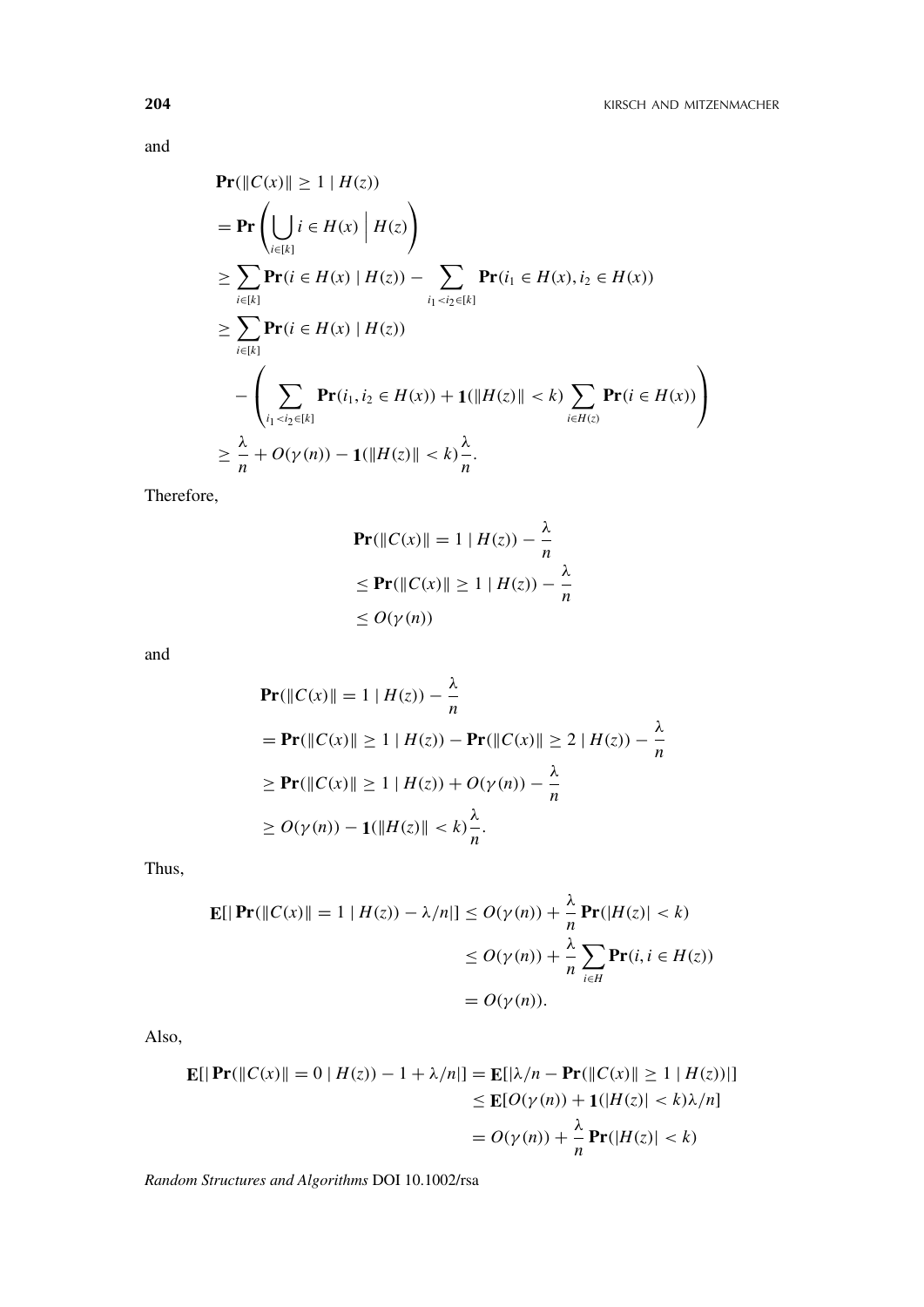and

$$
\begin{aligned}
&\mathbf{Pr}(\|C(x)\| \geq 1 \mid H(z)) \\
&= \mathbf{Pr}\left(\bigcup_{i\in[k]} i \in H(x) \;\middle|\; H(z)\right) \\
&\geq \sum_{i\in[k]} \mathbf{Pr}(i \in H(x) \mid H(z)) - \sum_{i_1 < i_2 \in [k]} \mathbf{Pr}(i_1 \in H(x), i_2 \in H(x)) \\
&\geq \sum_{i\in[k]} \mathbf{Pr}(i \in H(x) \mid H(z)) \\
&\quad - \left( \sum_{i_1 < i_2 \in [k]} \mathbf{Pr}(i_1, i_2 \in H(x)) + \mathbf{1}(\|H(z)\| < k) \sum_{i \in H(z)} \mathbf{Pr}(i \in H(x)) \right) \\
&\geq \frac{\lambda}{n} + O(\gamma(n)) - \mathbf{1}(\|H(z)\| < k)\frac{\lambda}{n}.
\end{aligned}
$$

Therefore,

$$
\begin{aligned}
&\mathbf{Pr}(\|C(x)\| = 1 \mid H(z)) - \frac{\lambda}{n} \\
&\leq \mathbf{Pr}(\|C(x)\| \geq 1 \mid H(z)) - \frac{\lambda}{n} \\
&\leq O(\gamma(n))
\end{aligned}
$$

and

$$
\begin{aligned}
&\mathbf{Pr}(\|C(x)\| = 1 \mid H(z)) - \frac{\lambda}{n} \\
&= \mathbf{Pr}(\|C(x)\| \geq 1 \mid H(z)) - \mathbf{Pr}(\|C(x)\| \geq 2 \mid H(z)) - \frac{\lambda}{n} \\
&\geq \mathbf{Pr}(\|C(x)\| \geq 1 \mid H(z)) + O(\gamma(n)) - \frac{\lambda}{n} \\
&\geq O(\gamma(n)) - \mathbf{1}(\|H(z)\| < k)\frac{\lambda}{n}.
\end{aligned}
$$

Thus,

$$
\begin{aligned}
\mathbf{E}[|\,\mathbf{Pr}(\|C(x)\| = 1 \mid H(z)) - \lambda/n|] &\leq O(\gamma(n)) + \frac{\lambda}{n}\mathbf{Pr}(|H(z)| < k) \\
&\leq O(\gamma(n)) + \frac{\lambda}{n}\sum_{i\in H}\mathbf{Pr}(i, i \in H(z)) \\
&= O(\gamma(n)).
\end{aligned}
$$

Also,

$$
\begin{aligned}
\mathbf{E}[|\,\mathbf{Pr}(\|C(x)\| = 0 \mid H(z)) - 1 + \lambda/n|] &= \mathbf{E}[|\lambda/n - \mathbf{Pr}(\|C(x)\| \geq 1 \mid H(z))|] \\
&\leq \mathbf{E}[O(\gamma(n)) + \mathbf{1}(|H(z)| < k)\lambda/n] \\
&= O(\gamma(n)) + \frac{\lambda}{n}\mathbf{Pr}(|H(z)| < k)
\end{aligned}
$$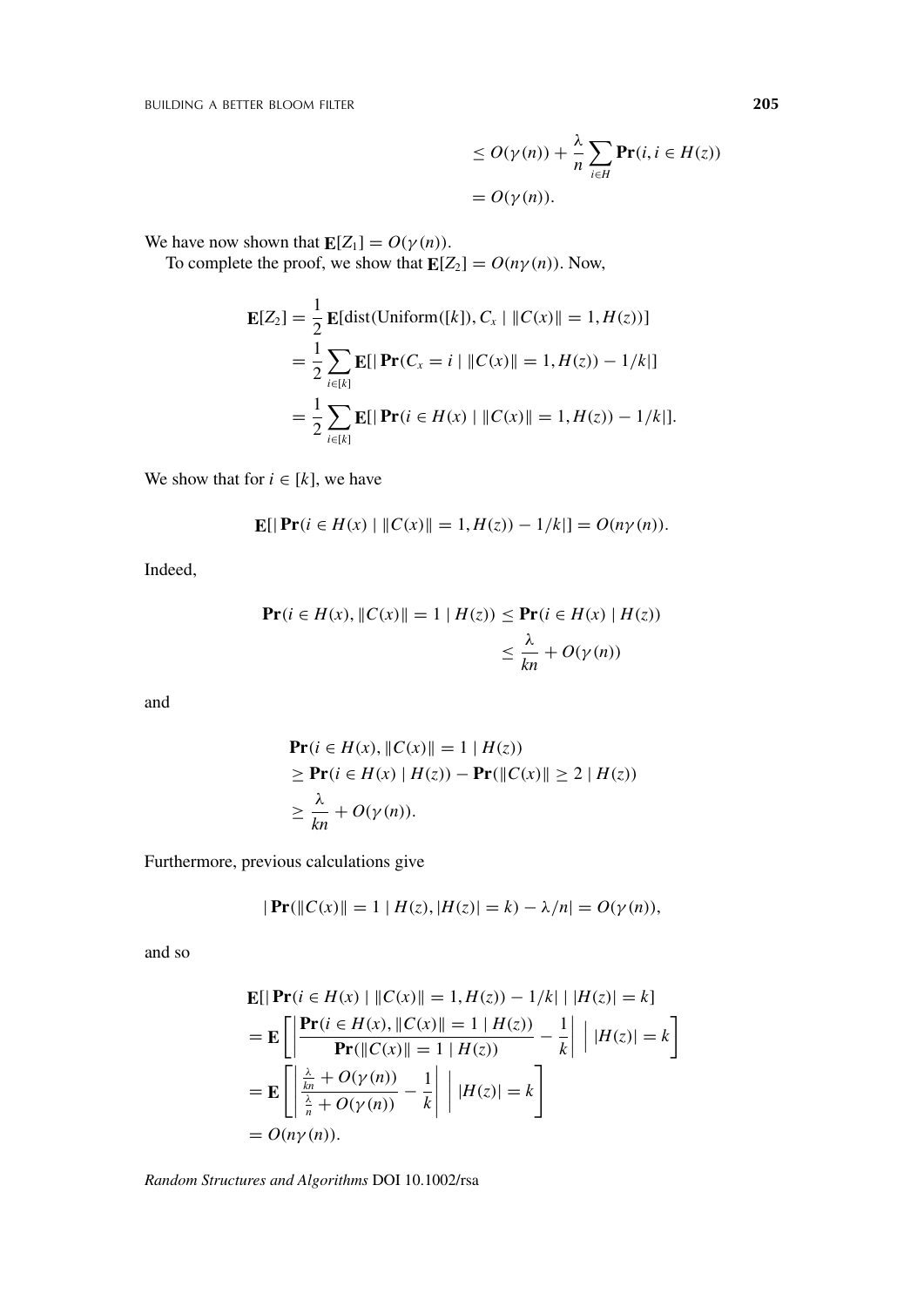$$
\begin{aligned}
&\leq O(\gamma(n)) + \frac{\lambda}{n} \sum_{i \in H} \mathbf{Pr}(i, i \in H(z)) \\
&= O(\gamma(n)).
\end{aligned}
$$

We have now shown that $\mathbf{E}[Z_1] = O(\gamma(n))$.

To complete the proof, we show that $\mathbf{E}[Z_2] = O(n\gamma(n))$. Now,

$$
\begin{aligned}
\mathbf{E}[Z_2] &= \frac{1}{2}\, \mathbf{E}[\text{dist}(\text{Uniform}([k]), C_x \mid \|C(x)\| = 1, H(z))] \\
&= \frac{1}{2} \sum_{i \in [k]} \mathbf{E}[|\,\mathbf{Pr}(C_x = i \mid \|C(x)\| = 1, H(z)) - 1/k|] \\
&= \frac{1}{2} \sum_{i \in [k]} \mathbf{E}[|\,\mathbf{Pr}(i \in H(x) \mid \|C(x)\| = 1, H(z)) - 1/k|].
\end{aligned}
$$

We show that for $i \in [k]$, we have

$$
\mathbf{E}[|\,\mathbf{Pr}(i \in H(x) \mid \|C(x)\| = 1, H(z)) - 1/k|] = O(n\gamma(n)).
$$

Indeed,

$$
\begin{aligned}
\mathbf{Pr}(i \in H(x), \|C(x)\| = 1 \mid H(z)) &\leq \mathbf{Pr}(i \in H(x) \mid H(z)) \\
&\leq \frac{\lambda}{kn} + O(\gamma(n))
\end{aligned}
$$

and

$$
\begin{aligned}
&\mathbf{Pr}(i \in H(x), \|C(x)\| = 1 \mid H(z)) \\
&\geq \mathbf{Pr}(i \in H(x) \mid H(z)) - \mathbf{Pr}(\|C(x)\| \geq 2 \mid H(z)) \\
&\geq \frac{\lambda}{kn} + O(\gamma(n)).
\end{aligned}
$$

Furthermore, previous calculations give

$$
|\,\mathbf{Pr}(\|C(x)\| = 1 \mid H(z), |H(z)| = k) - \lambda/n| = O(\gamma(n)),
$$

and so

$$
\begin{aligned}
&\mathbf{E}[|\,\mathbf{Pr}(i \in H(x) \mid \|C(x)\| = 1, H(z)) - 1/k| \mid |H(z)| = k] \\
&= \mathbf{E}\left[\left|\frac{\mathbf{Pr}(i \in H(x), \|C(x)\| = 1 \mid H(z))}{\mathbf{Pr}(\|C(x)\| = 1 \mid H(z))} - \frac{1}{k}\right| \;\middle|\; |H(z)| = k\right] \\
&= \mathbf{E}\left[\left|\frac{\frac{\lambda}{kn} + O(\gamma(n))}{\frac{\lambda}{n} + O(\gamma(n))} - \frac{1}{k}\right| \;\middle|\; |H(z)| = k\right] \\
&= O(n\gamma(n)).
\end{aligned}
$$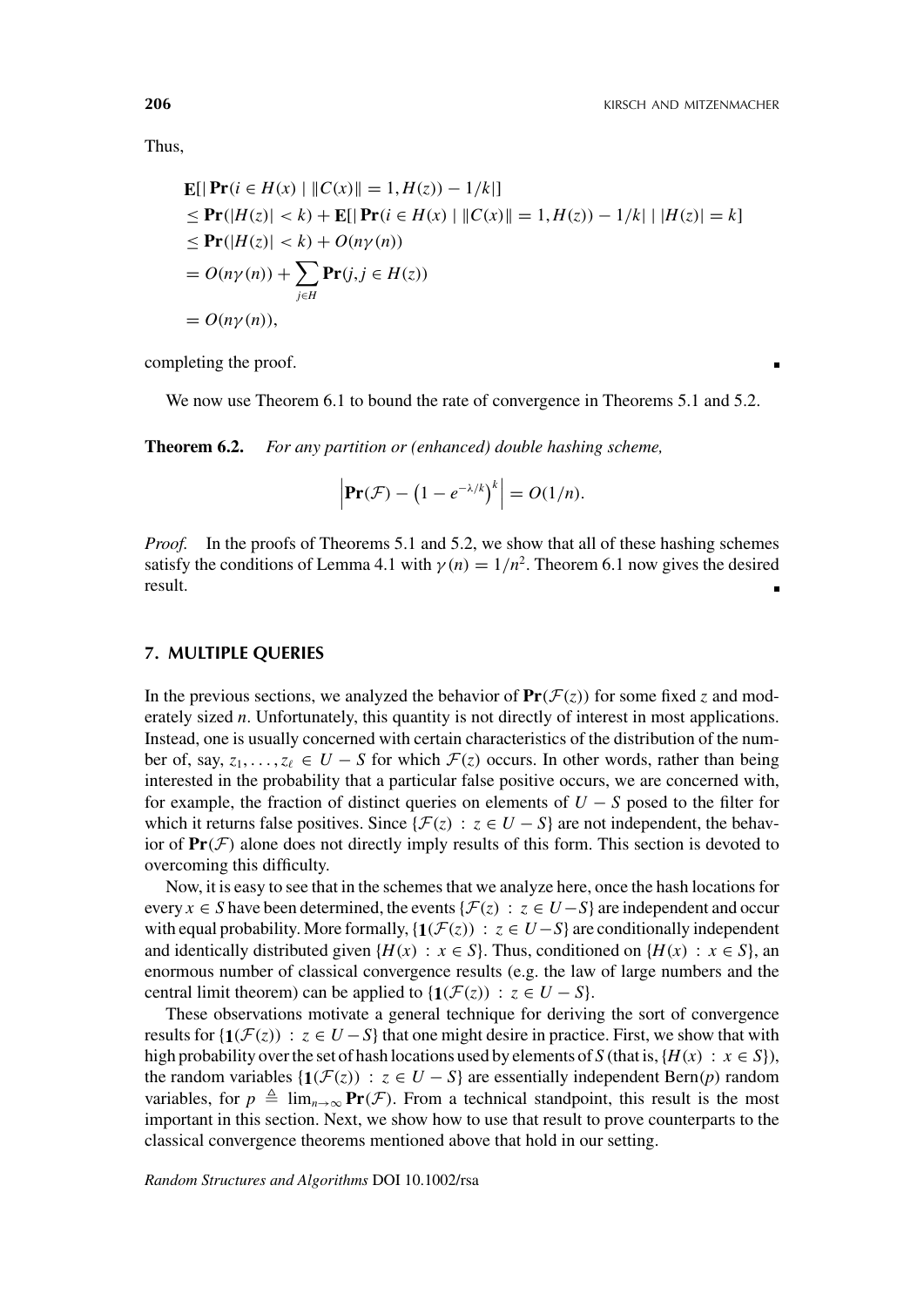Thus,

$$
\begin{aligned}
&\mathbf{E}[|\,\mathbf{Pr}(i \in H(x) \mid \|C(x)\| = 1, H(z)) - 1/k|] \\
&\leq \mathbf{Pr}(|H(z)| < k) + \mathbf{E}[|\,\mathbf{Pr}(i \in H(x) \mid \|C(x)\| = 1, H(z)) - 1/k| \mid |H(z)| = k] \\
&\leq \mathbf{Pr}(|H(z)| < k) + O(n\gamma(n)) \\
&= O(n\gamma(n)) + \sum_{j \in H} \mathbf{Pr}(j, j \in H(z)) \\
&= O(n\gamma(n)),
\end{aligned}
$$

completing the proof. ∎

We now use Theorem 6.1 to bound the rate of convergence in Theorems 5.1 and 5.2.

**Theorem 6.2.** *For any partition or (enhanced) double hashing scheme,*

$$
\left|\mathbf{Pr}(\mathcal{F}) - \left(1 - e^{-\lambda/k}\right)^k\right| = O(1/n).
$$

*Proof.* In the proofs of Theorems 5.1 and 5.2, we show that all of these hashing schemes satisfy the conditions of Lemma 4.1 with $\gamma(n) = 1/n^2$. Theorem 6.1 now gives the desired result. ∎

## 7. MULTIPLE QUERIES

In the previous sections, we analyzed the behavior of $\mathbf{Pr}(\mathcal{F}(z))$ for some fixed $z$ and moderately sized $n$. Unfortunately, this quantity is not directly of interest in most applications. Instead, one is usually concerned with certain characteristics of the distribution of the number of, say, $z_1, \ldots, z_\ell \in U - S$ for which $\mathcal{F}(z)$ occurs. In other words, rather than being interested in the probability that a particular false positive occurs, we are concerned with, for example, the fraction of distinct queries on elements of $U - S$ posed to the filter for which it returns false positives. Since $\{\mathcal{F}(z) : z \in U - S\}$ are not independent, the behavior of $\mathbf{Pr}(\mathcal{F})$ alone does not directly imply results of this form. This section is devoted to overcoming this difficulty.

Now, it is easy to see that in the schemes that we analyze here, once the hash locations for every $x \in S$ have been determined, the events $\{\mathcal{F}(z) : z \in U - S\}$ are independent and occur with equal probability. More formally, $\{\mathbf{1}(\mathcal{F}(z)) : z \in U - S\}$ are conditionally independent and identically distributed given $\{H(x) : x \in S\}$. Thus, conditioned on $\{H(x) : x \in S\}$, an enormous number of classical convergence results (e.g. the law of large numbers and the central limit theorem) can be applied to $\{\mathbf{1}(\mathcal{F}(z)) : z \in U - S\}$.

These observations motivate a general technique for deriving the sort of convergence results for $\{\mathbf{1}(\mathcal{F}(z)) : z \in U - S\}$ that one might desire in practice. First, we show that with high probability over the set of hash locations used by elements of $S$ (that is, $\{H(x) : x \in S\}$), the random variables $\{\mathbf{1}(\mathcal{F}(z)) : z \in U - S\}$ are essentially independent Bern($p$) random variables, for $p \triangleq \lim_{n \to \infty} \mathbf{Pr}(\mathcal{F})$. From a technical standpoint, this result is the most important in this section. Next, we show how to use that result to prove counterparts to the classical convergence theorems mentioned above that hold in our setting.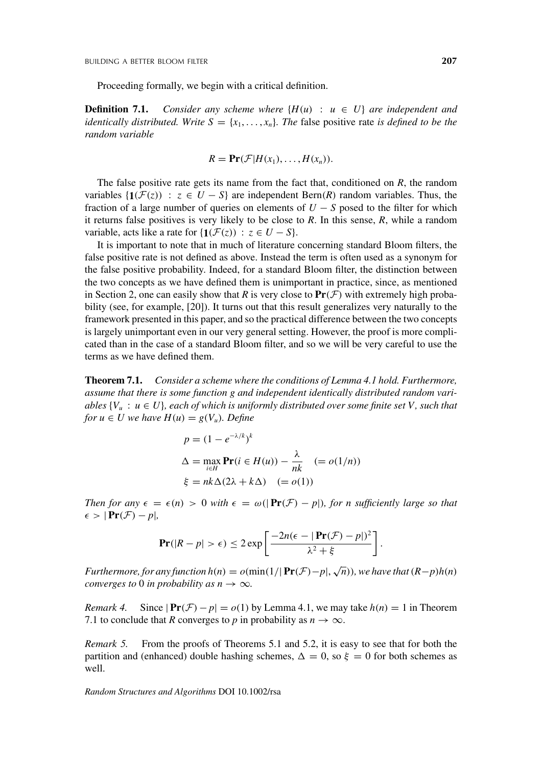Proceeding formally, we begin with a critical definition.

**Definition 7.1.** *Consider any scheme where $\{H(u) : u \in U\}$ are independent and identically distributed. Write $S = \{x_1, \ldots, x_n\}$. The* false positive rate *is defined to be the random variable*

$$R = \mathbf{Pr}(\mathcal{F} | H(x_1), \ldots, H(x_n)).$$

The false positive rate gets its name from the fact that, conditioned on $R$, the random variables $\{\mathbf{1}(\mathcal{F}(z)) : z \in U - S\}$ are independent $\text{Bern}(R)$ random variables. Thus, the fraction of a large number of queries on elements of $U - S$ posed to the filter for which it returns false positives is very likely to be close to $R$. In this sense, $R$, while a random variable, acts like a rate for $\{\mathbf{1}(\mathcal{F}(z)) : z \in U - S\}$.

It is important to note that in much of literature concerning standard Bloom filters, the false positive rate is not defined as above. Instead the term is often used as a synonym for the false positive probability. Indeed, for a standard Bloom filter, the distinction between the two concepts as we have defined them is unimportant in practice, since, as mentioned in Section 2, one can easily show that $R$ is very close to $\mathbf{Pr}(\mathcal{F})$ with extremely high probability (see, for example, [20]). It turns out that this result generalizes very naturally to the framework presented in this paper, and so the practical difference between the two concepts is largely unimportant even in our very general setting. However, the proof is more complicated than in the case of a standard Bloom filter, and so we will be very careful to use the terms as we have defined them.

**Theorem 7.1.** *Consider a scheme where the conditions of Lemma 4.1 hold. Furthermore, assume that there is some function $g$ and independent identically distributed random variables $\{V_u : u \in U\}$, each of which is uniformly distributed over some finite set $V$, such that for $u \in U$ we have $H(u) = g(V_u)$. Define*

$$\begin{aligned}
p &= (1 - e^{-\lambda/k})^k \\
\Delta &= \max_{i \in H} \mathbf{Pr}(i \in H(u)) - \frac{\lambda}{nk} \quad (= o(1/n)) \\
\xi &= nk\Delta(2\lambda + k\Delta) \quad (= o(1))
\end{aligned}$$

*Then for any $\epsilon = \epsilon(n) > 0$ with $\epsilon = \omega(|\mathbf{Pr}(\mathcal{F}) - p|)$, for $n$ sufficiently large so that $\epsilon > |\mathbf{Pr}(\mathcal{F}) - p|$,*

$$\mathbf{Pr}(|R - p| > \epsilon) \leq 2 \exp\left[\frac{-2n(\epsilon - |\mathbf{Pr}(\mathcal{F}) - p|)^2}{\lambda^2 + \xi}\right].$$

*Furthermore, for any function $h(n) = o(\min(1/|\mathbf{Pr}(\mathcal{F}) - p|, \sqrt{n}))$, we have that $(R-p)h(n)$ converges to 0 in probability as $n \to \infty$.*

*Remark 4.* Since $|\mathbf{Pr}(\mathcal{F}) - p| = o(1)$ by Lemma 4.1, we may take $h(n) = 1$ in Theorem 7.1 to conclude that $R$ converges to $p$ in probability as $n \to \infty$.

*Remark 5.* From the proofs of Theorems 5.1 and 5.2, it is easy to see that for both the partition and (enhanced) double hashing schemes, $\Delta = 0$, so $\xi = 0$ for both schemes as well.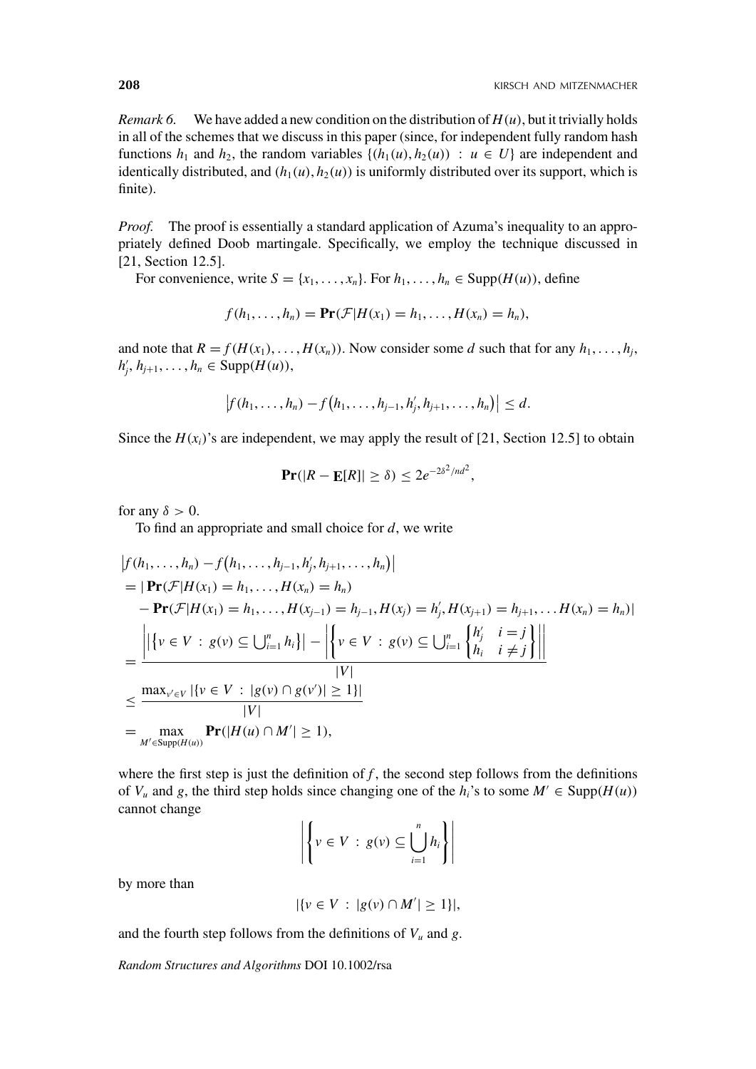*Remark 6.* We have added a new condition on the distribution of $H(u)$, but it trivially holds in all of the schemes that we discuss in this paper (since, for independent fully random hash functions $h_1$ and $h_2$, the random variables $\{(h_1(u), h_2(u)) : u \in U\}$ are independent and identically distributed, and $(h_1(u), h_2(u))$ is uniformly distributed over its support, which is finite).

*Proof.* The proof is essentially a standard application of Azuma's inequality to an appropriately defined Doob martingale. Specifically, we employ the technique discussed in [21, Section 12.5].

For convenience, write $S = \{x_1, \ldots, x_n\}$. For $h_1, \ldots, h_n \in \mathrm{Supp}(H(u))$, define

$$f(h_1, \ldots, h_n) = \mathbf{Pr}(\mathcal{F} | H(x_1) = h_1, \ldots, H(x_n) = h_n),$$

and note that $R = f(H(x_1), \ldots, H(x_n))$. Now consider some $d$ such that for any $h_1, \ldots, h_j, h'_j, h_{j+1}, \ldots, h_n \in \mathrm{Supp}(H(u))$,

$$\left| f(h_1, \ldots, h_n) - f\left(h_1, \ldots, h_{j-1}, h'_j, h_{j+1}, \ldots, h_n\right) \right| \leq d.$$

Since the $H(x_i)$'s are independent, we may apply the result of [21, Section 12.5] to obtain

$$\mathbf{Pr}(|R - \mathbf{E}[R]| \geq \delta) \leq 2e^{-2\delta^2/nd^2},$$

for any $\delta > 0$.

To find an appropriate and small choice for $d$, we write

$$\begin{aligned}
&\left| f(h_1, \ldots, h_n) - f\left(h_1, \ldots, h_{j-1}, h'_j, h_{j+1}, \ldots, h_n\right) \right| \\
&= |\, \mathbf{Pr}(\mathcal{F} | H(x_1) = h_1, \ldots, H(x_n) = h_n) \\
&\quad - \mathbf{Pr}(\mathcal{F} | H(x_1) = h_1, \ldots, H(x_{j-1}) = h_{j-1}, H(x_j) = h'_j, H(x_{j+1}) = h_{j+1}, \ldots H(x_n) = h_n)| \\
&= \frac{\left| \left| \left\{ v \in V : g(v) \subseteq \bigcup_{i=1}^n h_i \right\} \right| - \left| \left\{ v \in V : g(v) \subseteq \bigcup_{i=1}^n \begin{cases} h'_j & i = j \\ h_i & i \neq j \end{cases} \right\} \right| \right|}{|V|} \\
&\leq \frac{\max_{v' \in V} |\{v \in V : |g(v) \cap g(v')| \geq 1\}|}{|V|} \\
&= \max_{M' \in \mathrm{Supp}(H(u))} \mathbf{Pr}(|H(u) \cap M'| \geq 1),
\end{aligned}$$

where the first step is just the definition of $f$, the second step follows from the definitions of $V_u$ and $g$, the third step holds since changing one of the $h_i$'s to some $M' \in \mathrm{Supp}(H(u))$ cannot change

$$\left| \left\{ v \in V : g(v) \subseteq \bigcup_{i=1}^n h_i \right\} \right|$$

by more than

$$|\{v \in V : |g(v) \cap M'| \geq 1\}|,$$

and the fourth step follows from the definitions of $V_u$ and $g$.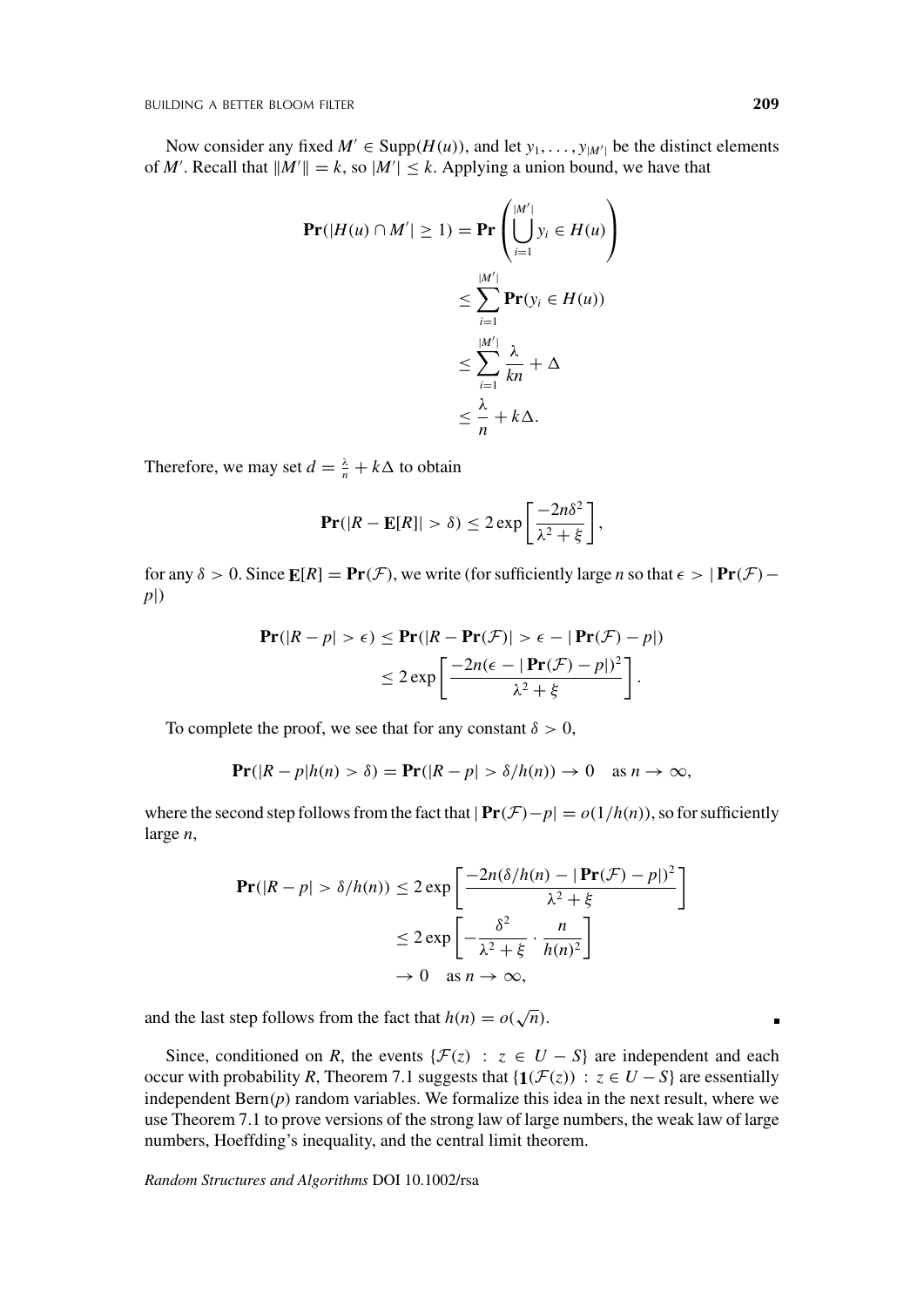Now consider any fixed $M' \in \text{Supp}(H(u))$, and let $y_1, \ldots, y_{|M'|}$ be the distinct elements of $M'$. Recall that $\|M'\| = k$, so $|M'| \leq k$. Applying a union bound, we have that

$$
\begin{aligned}
\mathbf{Pr}(|H(u) \cap M'| \geq 1) &= \mathbf{Pr}\left(\bigcup_{i=1}^{|M'|} y_i \in H(u)\right) \\
&\leq \sum_{i=1}^{|M'|} \mathbf{Pr}(y_i \in H(u)) \\
&\leq \sum_{i=1}^{|M'|} \frac{\lambda}{kn} + \Delta \\
&\leq \frac{\lambda}{n} + k\Delta.
\end{aligned}
$$

Therefore, we may set $d = \frac{\lambda}{n} + k\Delta$ to obtain

$$
\mathbf{Pr}(|R - \mathbf{E}[R]| > \delta) \leq 2 \exp\left[\frac{-2n\delta^2}{\lambda^2 + \xi}\right],
$$

for any $\delta > 0$. Since $\mathbf{E}[R] = \mathbf{Pr}(\mathcal{F})$, we write (for sufficiently large $n$ so that $\epsilon > |\mathbf{Pr}(\mathcal{F}) - p|$)

$$
\begin{aligned}
\mathbf{Pr}(|R - p| > \epsilon) &\leq \mathbf{Pr}(|R - \mathbf{Pr}(\mathcal{F})| > \epsilon - |\mathbf{Pr}(\mathcal{F}) - p|) \\
&\leq 2 \exp\left[\frac{-2n(\epsilon - |\mathbf{Pr}(\mathcal{F}) - p|)^2}{\lambda^2 + \xi}\right].
\end{aligned}
$$

To complete the proof, we see that for any constant $\delta > 0$,

$$
\mathbf{Pr}(|R - p|h(n) > \delta) = \mathbf{Pr}(|R - p| > \delta/h(n)) \to 0 \quad \text{as } n \to \infty,
$$

where the second step follows from the fact that $|\mathbf{Pr}(\mathcal{F}) - p| = o(1/h(n))$, so for sufficiently large $n$,

$$
\begin{aligned}
\mathbf{Pr}(|R - p| > \delta/h(n)) &\leq 2 \exp\left[\frac{-2n(\delta/h(n) - |\mathbf{Pr}(\mathcal{F}) - p|)^2}{\lambda^2 + \xi}\right] \\
&\leq 2 \exp\left[-\frac{\delta^2}{\lambda^2 + \xi} \cdot \frac{n}{h(n)^2}\right] \\
&\to 0 \quad \text{as } n \to \infty,
\end{aligned}
$$

and the last step follows from the fact that $h(n) = o(\sqrt{n})$. ∎

Since, conditioned on $R$, the events $\{\mathcal{F}(z) : z \in U - S\}$ are independent and each occur with probability $R$, Theorem 7.1 suggests that $\{\mathbf{1}(\mathcal{F}(z)) : z \in U - S\}$ are essentially independent Bern($p$) random variables. We formalize this idea in the next result, where we use Theorem 7.1 to prove versions of the strong law of large numbers, the weak law of large numbers, Hoeffding's inequality, and the central limit theorem.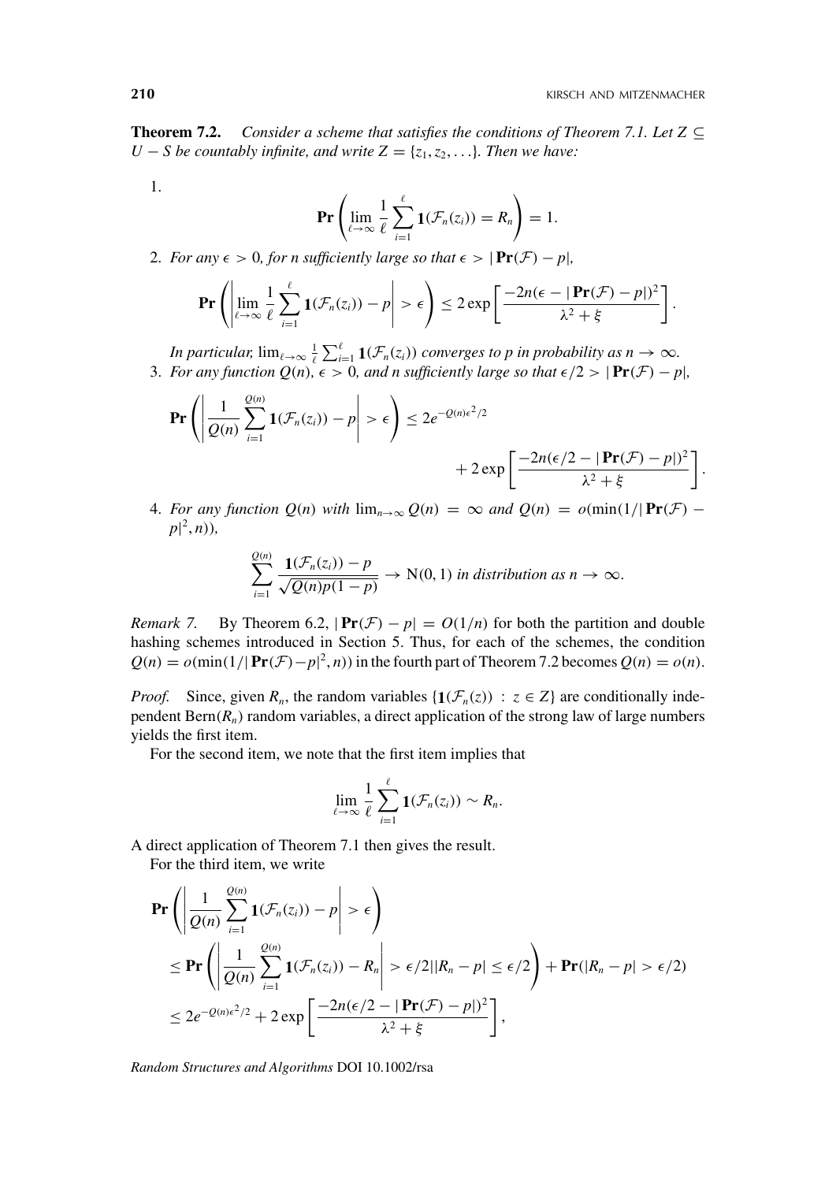**Theorem 7.2.** *Consider a scheme that satisfies the conditions of Theorem 7.1. Let $Z \subseteq U - S$ be countably infinite, and write $Z = \{z_1, z_2, \ldots\}$. Then we have:*

1.
$$\mathbf{Pr}\left(\lim_{\ell\to\infty} \frac{1}{\ell}\sum_{i=1}^{\ell} \mathbf{1}(\mathcal{F}_n(z_i)) = R_n\right) = 1.$$

2. *For any $\epsilon > 0$, for $n$ sufficiently large so that $\epsilon > |\mathbf{Pr}(\mathcal{F}) - p|$,*
$$\mathbf{Pr}\left(\left|\lim_{\ell\to\infty} \frac{1}{\ell}\sum_{i=1}^{\ell} \mathbf{1}(\mathcal{F}_n(z_i)) - p\right| > \epsilon\right) \leq 2\exp\left[\frac{-2n(\epsilon - |\mathbf{Pr}(\mathcal{F}) - p|)^2}{\lambda^2 + \xi}\right].$$
*In particular, $\lim_{\ell\to\infty} \frac{1}{\ell}\sum_{i=1}^{\ell} \mathbf{1}(\mathcal{F}_n(z_i))$ converges to $p$ in probability as $n \to \infty$.*

3. *For any function $Q(n)$, $\epsilon > 0$, and $n$ sufficiently large so that $\epsilon/2 > |\mathbf{Pr}(\mathcal{F}) - p|$,*
$$\mathbf{Pr}\left(\left|\frac{1}{Q(n)}\sum_{i=1}^{Q(n)} \mathbf{1}(\mathcal{F}_n(z_i)) - p\right| > \epsilon\right) \leq 2e^{-Q(n)\epsilon^2/2} + 2\exp\left[\frac{-2n(\epsilon/2 - |\mathbf{Pr}(\mathcal{F}) - p|)^2}{\lambda^2 + \xi}\right].$$

4. *For any function $Q(n)$ with $\lim_{n\to\infty} Q(n) = \infty$ and $Q(n) = o(\min(1/|\mathbf{Pr}(\mathcal{F}) - p|^2, n))$,*
$$\sum_{i=1}^{Q(n)} \frac{\mathbf{1}(\mathcal{F}_n(z_i)) - p}{\sqrt{Q(n)p(1-p)}} \to \mathrm{N}(0,1) \text{ in distribution as } n \to \infty.$$

*Remark 7.* By Theorem 6.2, $|\mathbf{Pr}(\mathcal{F}) - p| = O(1/n)$ for both the partition and double hashing schemes introduced in Section 5. Thus, for each of the schemes, the condition $Q(n) = o(\min(1/|\mathbf{Pr}(\mathcal{F}) - p|^2, n))$ in the fourth part of Theorem 7.2 becomes $Q(n) = o(n)$.

*Proof.* Since, given $R_n$, the random variables $\{\mathbf{1}(\mathcal{F}_n(z)) : z \in Z\}$ are conditionally independent $\mathrm{Bern}(R_n)$ random variables, a direct application of the strong law of large numbers yields the first item.

For the second item, we note that the first item implies that
$$\lim_{\ell\to\infty} \frac{1}{\ell}\sum_{i=1}^{\ell} \mathbf{1}(\mathcal{F}_n(z_i)) \sim R_n.$$

A direct application of Theorem 7.1 then gives the result.

For the third item, we write
$$\begin{aligned}
&\mathbf{Pr}\left(\left|\frac{1}{Q(n)}\sum_{i=1}^{Q(n)} \mathbf{1}(\mathcal{F}_n(z_i)) - p\right| > \epsilon\right) \\
&\leq \mathbf{Pr}\left(\left|\frac{1}{Q(n)}\sum_{i=1}^{Q(n)} \mathbf{1}(\mathcal{F}_n(z_i)) - R_n\right| > \epsilon/2 \,\Big|\, |R_n - p| \leq \epsilon/2\right) + \mathbf{Pr}(|R_n - p| > \epsilon/2) \\
&\leq 2e^{-Q(n)\epsilon^2/2} + 2\exp\left[\frac{-2n(\epsilon/2 - |\mathbf{Pr}(\mathcal{F}) - p|)^2}{\lambda^2 + \xi}\right],
\end{aligned}$$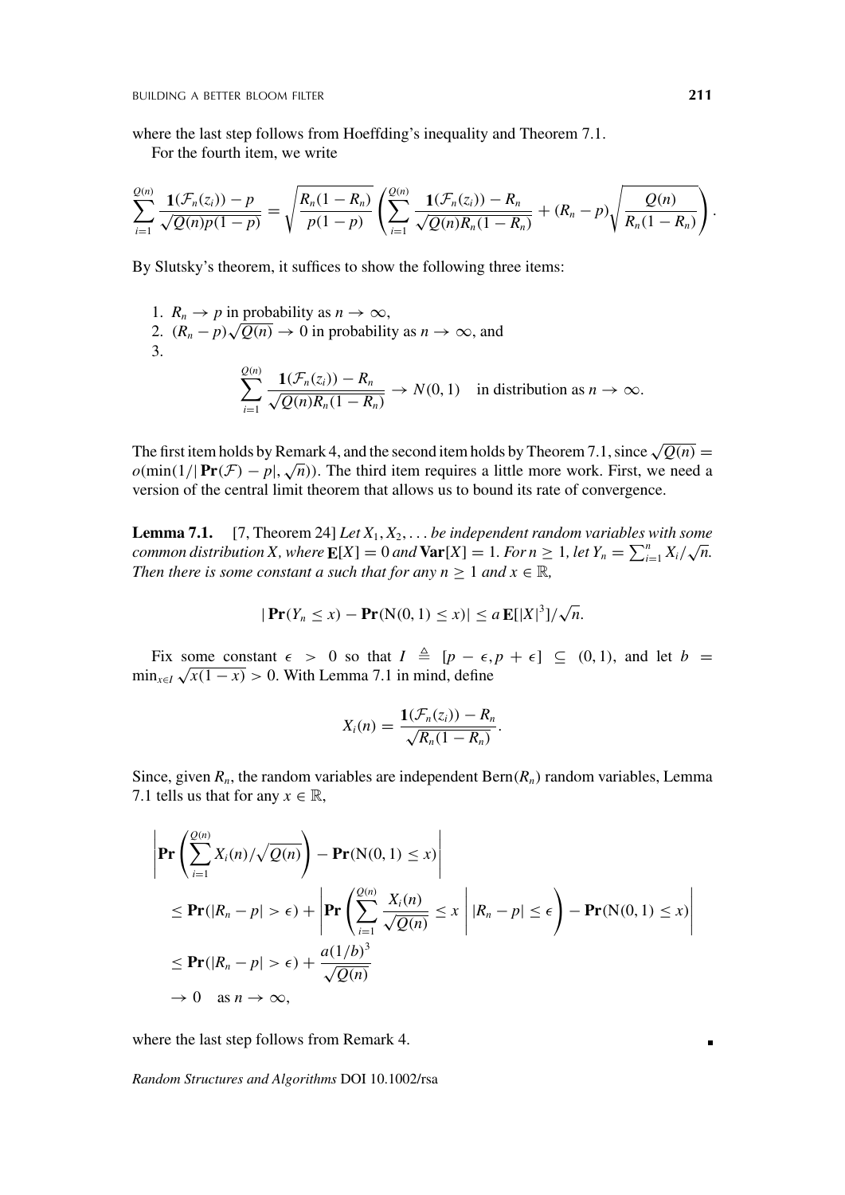where the last step follows from Hoeffding's inequality and Theorem 7.1.

For the fourth item, we write

$$\sum_{i=1}^{Q(n)} \frac{\mathbf{1}(\mathcal{F}_n(z_i)) - p}{\sqrt{Q(n)p(1-p)}} = \sqrt{\frac{R_n(1-R_n)}{p(1-p)}} \left( \sum_{i=1}^{Q(n)} \frac{\mathbf{1}(\mathcal{F}_n(z_i)) - R_n}{\sqrt{Q(n)R_n(1-R_n)}} + (R_n - p)\sqrt{\frac{Q(n)}{R_n(1-R_n)}} \right).$$

By Slutsky's theorem, it suffices to show the following three items:

1. $R_n \to p$ in probability as $n \to \infty$,
2. $(R_n - p)\sqrt{Q(n)} \to 0$ in probability as $n \to \infty$, and
3. $$\sum_{i=1}^{Q(n)} \frac{\mathbf{1}(\mathcal{F}_n(z_i)) - R_n}{\sqrt{Q(n)R_n(1-R_n)}} \to N(0,1) \quad \text{in distribution as } n \to \infty.$$

The first item holds by Remark 4, and the second item holds by Theorem 7.1, since $\sqrt{Q(n)} = o(\min(1/|\mathbf{Pr}(\mathcal{F}) - p|, \sqrt{n}))$. The third item requires a little more work. First, we need a version of the central limit theorem that allows us to bound its rate of convergence.

**Lemma 7.1.** [7, Theorem 24] *Let $X_1, X_2, \ldots$ be independent random variables with some common distribution $X$, where $\mathbf{E}[X] = 0$ and $\mathbf{Var}[X] = 1$. For $n \geq 1$, let $Y_n = \sum_{i=1}^{n} X_i/\sqrt{n}$. Then there is some constant $a$ such that for any $n \geq 1$ and $x \in \mathbb{R}$,*

$$|\mathbf{Pr}(Y_n \leq x) - \mathbf{Pr}(\mathrm{N}(0,1) \leq x)| \leq a\,\mathbf{E}[|X|^3]/\sqrt{n}.$$

Fix some constant $\epsilon > 0$ so that $I \triangleq [p - \epsilon, p + \epsilon] \subseteq (0,1)$, and let $b = \min_{x \in I} \sqrt{x(1-x)} > 0$. With Lemma 7.1 in mind, define

$$X_i(n) = \frac{\mathbf{1}(\mathcal{F}_n(z_i)) - R_n}{\sqrt{R_n(1-R_n)}}.$$

Since, given $R_n$, the random variables are independent $\mathrm{Bern}(R_n)$ random variables, Lemma 7.1 tells us that for any $x \in \mathbb{R}$,

$$\begin{aligned}
&\left| \mathbf{Pr}\left( \sum_{i=1}^{Q(n)} X_i(n)/\sqrt{Q(n)} \right) - \mathbf{Pr}(\mathrm{N}(0,1) \leq x) \right| \\
&\leq \mathbf{Pr}(|R_n - p| > \epsilon) + \left| \mathbf{Pr}\left( \sum_{i=1}^{Q(n)} \frac{X_i(n)}{\sqrt{Q(n)}} \leq x \;\middle|\; |R_n - p| \leq \epsilon \right) - \mathbf{Pr}(\mathrm{N}(0,1) \leq x) \right| \\
&\leq \mathbf{Pr}(|R_n - p| > \epsilon) + \frac{a(1/b)^3}{\sqrt{Q(n)}} \\
&\to 0 \quad \text{as } n \to \infty,
\end{aligned}$$

where the last step follows from Remark 4. ▪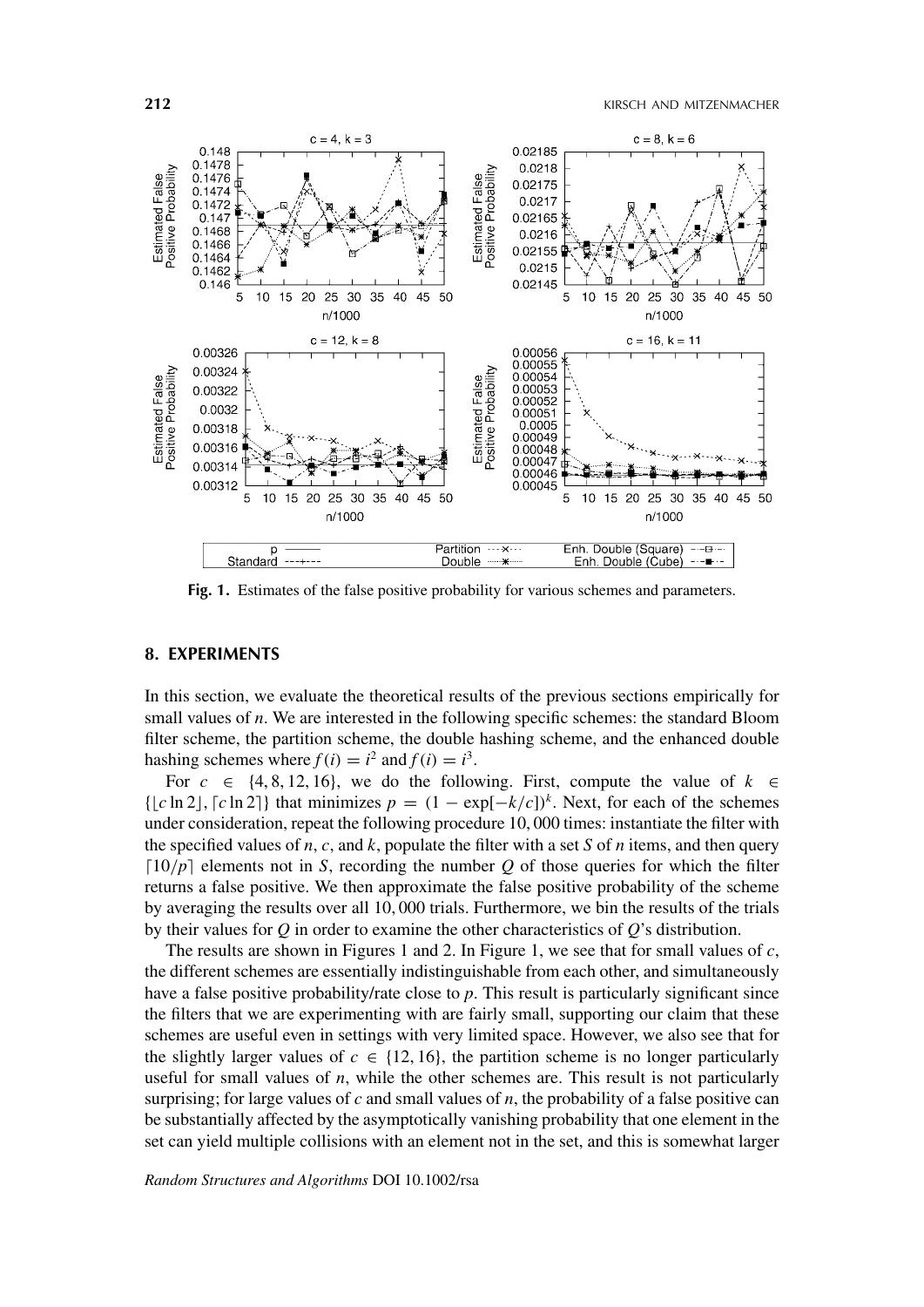**Fig. 1.** Estimates of the false positive probability for various schemes and parameters.

## 8. EXPERIMENTS

In this section, we evaluate the theoretical results of the previous sections empirically for small values of $n$. We are interested in the following specific schemes: the standard Bloom filter scheme, the partition scheme, the double hashing scheme, and the enhanced double hashing schemes where $f(i) = i^2$ and $f(i) = i^3$.

For $c \in \{4, 8, 12, 16\}$, we do the following. First, compute the value of $k \in \{\lfloor c \ln 2 \rfloor, \lceil c \ln 2 \rceil\}$ that minimizes $p = (1 - \exp[-k/c])^k$. Next, for each of the schemes under consideration, repeat the following procedure 10,000 times: instantiate the filter with the specified values of $n$, $c$, and $k$, populate the filter with a set $S$ of $n$ items, and then query $\lceil 10/p \rceil$ elements not in $S$, recording the number $Q$ of those queries for which the filter returns a false positive. We then approximate the false positive probability of the scheme by averaging the results over all 10,000 trials. Furthermore, we bin the results of the trials by their values for $Q$ in order to examine the other characteristics of $Q$'s distribution.

The results are shown in Figures 1 and 2. In Figure 1, we see that for small values of $c$, the different schemes are essentially indistinguishable from each other, and simultaneously have a false positive probability/rate close to $p$. This result is particularly significant since the filters that we are experimenting with are fairly small, supporting our claim that these schemes are useful even in settings with very limited space. However, we also see that for the slightly larger values of $c \in \{12, 16\}$, the partition scheme is no longer particularly useful for small values of $n$, while the other schemes are. This result is not particularly surprising; for large values of $c$ and small values of $n$, the probability of a false positive can be substantially affected by the asymptotically vanishing probability that one element in the set can yield multiple collisions with an element not in the set, and this is somewhat larger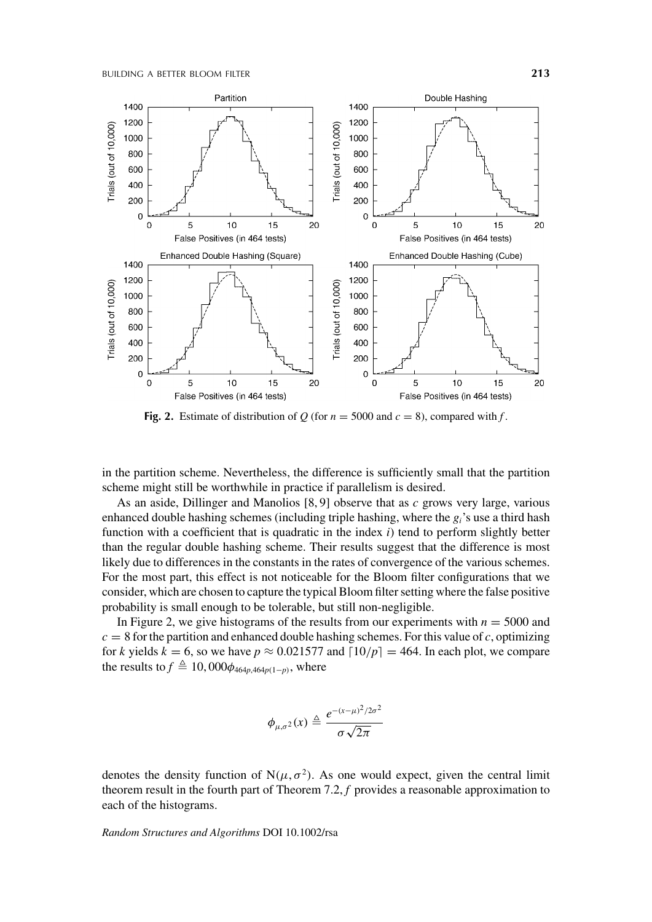**Fig. 2.** Estimate of distribution of $Q$ (for $n = 5000$ and $c = 8$), compared with $f$.

in the partition scheme. Nevertheless, the difference is sufficiently small that the partition scheme might still be worthwhile in practice if parallelism is desired.

As an aside, Dillinger and Manolios [8, 9] observe that as $c$ grows very large, various enhanced double hashing schemes (including triple hashing, where the $g_i$'s use a third hash function with a coefficient that is quadratic in the index $i$) tend to perform slightly better than the regular double hashing scheme. Their results suggest that the difference is most likely due to differences in the constants in the rates of convergence of the various schemes. For the most part, this effect is not noticeable for the Bloom filter configurations that we consider, which are chosen to capture the typical Bloom filter setting where the false positive probability is small enough to be tolerable, but still non-negligible.

In Figure 2, we give histograms of the results from our experiments with $n = 5000$ and $c = 8$ for the partition and enhanced double hashing schemes. For this value of $c$, optimizing for $k$ yields $k = 6$, so we have $p \approx 0.021577$ and $\lceil 10/p \rceil = 464$. In each plot, we compare the results to $f \triangleq 10,000\phi_{464p,464p(1-p)}$, where

$$\phi_{\mu,\sigma^2}(x) \triangleq \frac{e^{-(x-\mu)^2/2\sigma^2}}{\sigma\sqrt{2\pi}}$$

denotes the density function of $\mathrm{N}(\mu, \sigma^2)$. As one would expect, given the central limit theorem result in the fourth part of Theorem 7.2, $f$ provides a reasonable approximation to each of the histograms.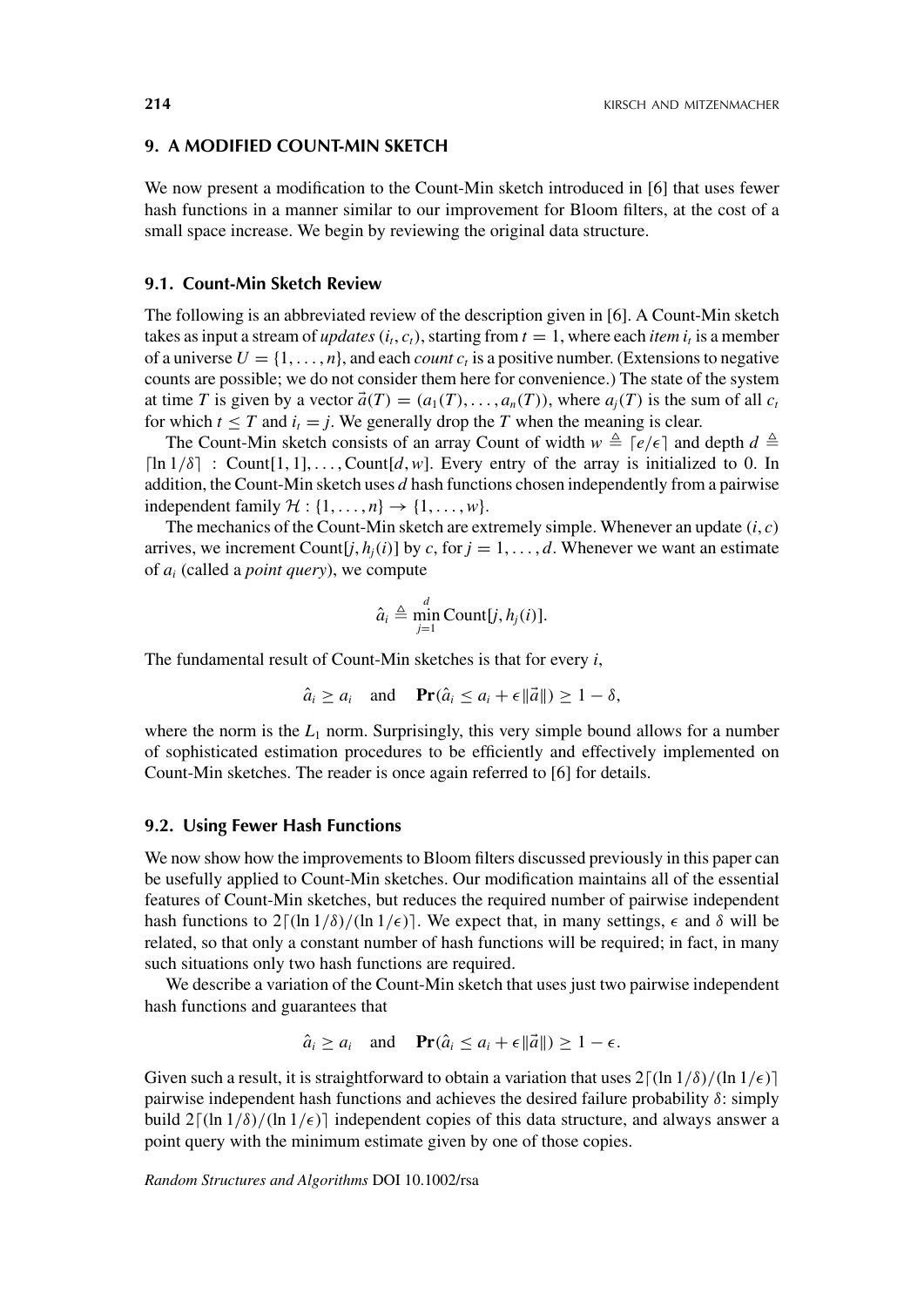## 9. A MODIFIED COUNT-MIN SKETCH

We now present a modification to the Count-Min sketch introduced in [6] that uses fewer hash functions in a manner similar to our improvement for Bloom filters, at the cost of a small space increase. We begin by reviewing the original data structure.

### 9.1. Count-Min Sketch Review

The following is an abbreviated review of the description given in [6]. A Count-Min sketch takes as input a stream of *updates* $(i_t, c_t)$, starting from $t = 1$, where each *item* $i_t$ is a member of a universe $U = \{1, \ldots, n\}$, and each *count* $c_t$ is a positive number. (Extensions to negative counts are possible; we do not consider them here for convenience.) The state of the system at time $T$ is given by a vector $\vec{a}(T) = (a_1(T), \ldots, a_n(T))$, where $a_j(T)$ is the sum of all $c_t$ for which $t \leq T$ and $i_t = j$. We generally drop the $T$ when the meaning is clear.

The Count-Min sketch consists of an array Count of width $w \triangleq \lceil e/\epsilon \rceil$ and depth $d \triangleq \lceil \ln 1/\delta \rceil$ : Count[1, 1], ..., Count[$d$, $w$]. Every entry of the array is initialized to 0. In addition, the Count-Min sketch uses $d$ hash functions chosen independently from a pairwise independent family $\mathcal{H} : \{1, \ldots, n\} \to \{1, \ldots, w\}$.

The mechanics of the Count-Min sketch are extremely simple. Whenever an update $(i, c)$ arrives, we increment Count[$j, h_j(i)$] by $c$, for $j = 1, \ldots, d$. Whenever we want an estimate of $a_i$ (called a *point query*), we compute

$$\hat{a}_i \triangleq \min_{j=1}^{d} \text{Count}[j, h_j(i)].$$

The fundamental result of Count-Min sketches is that for every $i$,

$$\hat{a}_i \geq a_i \quad \text{and} \quad \mathbf{Pr}(\hat{a}_i \leq a_i + \epsilon \|\vec{a}\|) \geq 1 - \delta,$$

where the norm is the $L_1$ norm. Surprisingly, this very simple bound allows for a number of sophisticated estimation procedures to be efficiently and effectively implemented on Count-Min sketches. The reader is once again referred to [6] for details.

### 9.2. Using Fewer Hash Functions

We now show how the improvements to Bloom filters discussed previously in this paper can be usefully applied to Count-Min sketches. Our modification maintains all of the essential features of Count-Min sketches, but reduces the required number of pairwise independent hash functions to $2\lceil(\ln 1/\delta)/(\ln 1/\epsilon)\rceil$. We expect that, in many settings, $\epsilon$ and $\delta$ will be related, so that only a constant number of hash functions will be required; in fact, in many such situations only two hash functions are required.

We describe a variation of the Count-Min sketch that uses just two pairwise independent hash functions and guarantees that

$$\hat{a}_i \geq a_i \quad \text{and} \quad \mathbf{Pr}(\hat{a}_i \leq a_i + \epsilon \|\vec{a}\|) \geq 1 - \epsilon.$$

Given such a result, it is straightforward to obtain a variation that uses $2\lceil(\ln 1/\delta)/(\ln 1/\epsilon)\rceil$ pairwise independent hash functions and achieves the desired failure probability $\delta$: simply build $2\lceil(\ln 1/\delta)/(\ln 1/\epsilon)\rceil$ independent copies of this data structure, and always answer a point query with the minimum estimate given by one of those copies.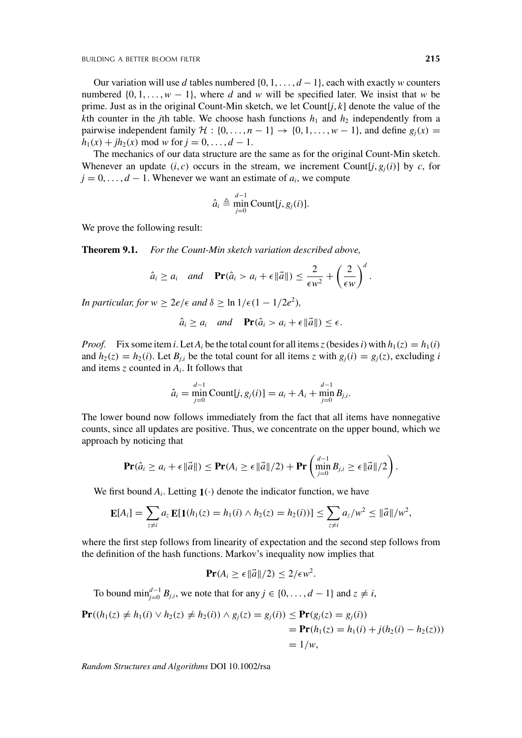Our variation will use $d$ tables numbered $\{0, 1, \ldots, d-1\}$, each with exactly $w$ counters numbered $\{0, 1, \ldots, w-1\}$, where $d$ and $w$ will be specified later. We insist that $w$ be prime. Just as in the original Count-Min sketch, we let Count$[j, k]$ denote the value of the $k$th counter in the $j$th table. We choose hash functions $h_1$ and $h_2$ independently from a pairwise independent family $\mathcal{H} : \{0, \ldots, n-1\} \to \{0, 1, \ldots, w-1\}$, and define $g_j(x) = h_1(x) + jh_2(x) \bmod w$ for $j = 0, \ldots, d-1$.

The mechanics of our data structure are the same as for the original Count-Min sketch. Whenever an update $(i, c)$ occurs in the stream, we increment Count$[j, g_j(i)]$ by $c$, for $j = 0, \ldots, d-1$. Whenever we want an estimate of $a_i$, we compute

$$\hat{a}_i \triangleq \min_{j=0}^{d-1} \text{Count}[j, g_j(i)].$$

We prove the following result:

**Theorem 9.1.** *For the Count-Min sketch variation described above,*

$$\hat{a}_i \geq a_i \quad \textit{and} \quad \mathbf{Pr}(\hat{a}_i > a_i + \epsilon \|\vec{a}\|) \leq \frac{2}{\epsilon w^2} + \left(\frac{2}{\epsilon w}\right)^d.$$

*In particular, for $w \geq 2e/\epsilon$ and $\delta \geq \ln 1/\epsilon(1 - 1/2e^2)$,*

$$\hat{a}_i \geq a_i \quad \textit{and} \quad \mathbf{Pr}(\hat{a}_i > a_i + \epsilon \|\vec{a}\|) \leq \epsilon.$$

*Proof.* Fix some item $i$. Let $A_i$ be the total count for all items $z$ (besides $i$) with $h_1(z) = h_1(i)$ and $h_2(z) = h_2(i)$. Let $B_{j,i}$ be the total count for all items $z$ with $g_j(i) = g_j(z)$, excluding $i$ and items $z$ counted in $A_i$. It follows that

$$\hat{a}_i = \min_{j=0}^{d-1} \text{Count}[j, g_j(i)] = a_i + A_i + \min_{j=0}^{d-1} B_{j,i}.$$

The lower bound now follows immediately from the fact that all items have nonnegative counts, since all updates are positive. Thus, we concentrate on the upper bound, which we approach by noticing that

$$\mathbf{Pr}(\hat{a}_i \geq a_i + \epsilon \|\vec{a}\|) \leq \mathbf{Pr}(A_i \geq \epsilon \|\vec{a}\|/2) + \mathbf{Pr}\left(\min_{j=0}^{d-1} B_{j,i} \geq \epsilon \|\vec{a}\|/2\right).$$

We first bound $A_i$. Letting $\mathbf{1}(\cdot)$ denote the indicator function, we have

$$\mathbf{E}[A_i] = \sum_{z \neq i} a_z \, \mathbf{E}[\mathbf{1}(h_1(z) = h_1(i) \wedge h_2(z) = h_2(i))] \leq \sum_{z \neq i} a_z / w^2 \leq \|\vec{a}\|/w^2,$$

where the first step follows from linearity of expectation and the second step follows from the definition of the hash functions. Markov's inequality now implies that

$$\mathbf{Pr}(A_i \geq \epsilon \|\vec{a}\|/2) \leq 2/\epsilon w^2.$$

To bound $\min_{j=0}^{d-1} B_{j,i}$, we note that for any $j \in \{0, \ldots, d-1\}$ and $z \neq i$,

$$\begin{aligned}
\mathbf{Pr}((h_1(z) \neq h_1(i) \vee h_2(z) \neq h_2(i)) \wedge g_j(z) = g_j(i)) &\leq \mathbf{Pr}(g_j(z) = g_j(i)) \\
&= \mathbf{Pr}(h_1(z) = h_1(i) + j(h_2(i) - h_2(z))) \\
&= 1/w,
\end{aligned}$$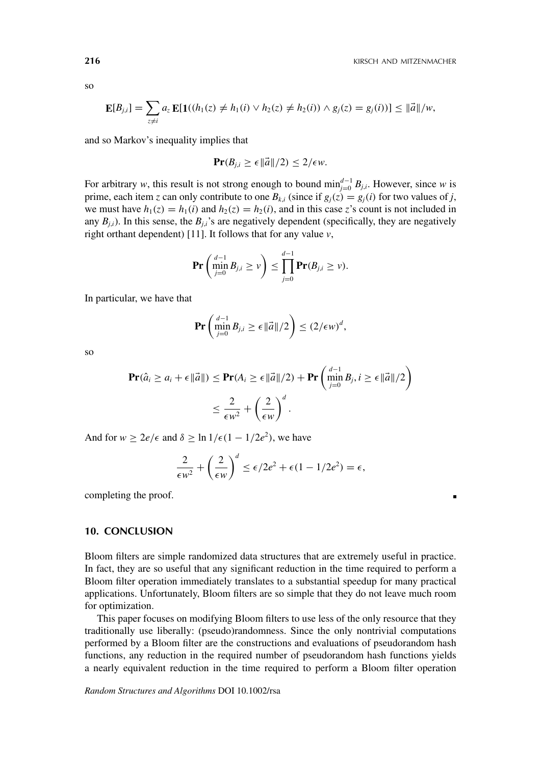so

$$\mathbf{E}[B_{j,i}] = \sum_{z \neq i} a_z \, \mathbf{E}[\mathbf{1}((h_1(z) \neq h_1(i) \vee h_2(z) \neq h_2(i)) \wedge g_j(z) = g_j(i))] \leq \|\vec{a}\|/w,$$

and so Markov's inequality implies that

$$\mathbf{Pr}(B_{j,i} \geq \epsilon \|\vec{a}\|/2) \leq 2/\epsilon w.$$

For arbitrary $w$, this result is not strong enough to bound $\min_{j=0}^{d-1} B_{j,i}$. However, since $w$ is prime, each item $z$ can only contribute to one $B_{k,i}$ (since if $g_j(z) = g_j(i)$ for two values of $j$, we must have $h_1(z) = h_1(i)$ and $h_2(z) = h_2(i)$, and in this case $z$'s count is not included in any $B_{j,i}$). In this sense, the $B_{j,i}$'s are negatively dependent (specifically, they are negatively right orthant dependent) [11]. It follows that for any value $v$,

$$\mathbf{Pr}\left(\min_{j=0}^{d-1} B_{j,i} \geq v\right) \leq \prod_{j=0}^{d-1} \mathbf{Pr}(B_{j,i} \geq v).$$

In particular, we have that

$$\mathbf{Pr}\left(\min_{j=0}^{d-1} B_{j,i} \geq \epsilon \|\vec{a}\|/2\right) \leq (2/\epsilon w)^d,$$

so

$$\begin{aligned}
\mathbf{Pr}(\hat{a}_i \geq a_i + \epsilon \|\vec{a}\|) &\leq \mathbf{Pr}(A_i \geq \epsilon \|\vec{a}\|/2) + \mathbf{Pr}\left(\min_{j=0}^{d-1} B_j, i \geq \epsilon \|\vec{a}\|/2\right) \\
&\leq \frac{2}{\epsilon w^2} + \left(\frac{2}{\epsilon w}\right)^d.
\end{aligned}$$

And for $w \geq 2e/\epsilon$ and $\delta \geq \ln 1/\epsilon(1 - 1/2e^2)$, we have

$$\frac{2}{\epsilon w^2} + \left(\frac{2}{\epsilon w}\right)^d \leq \epsilon/2e^2 + \epsilon(1 - 1/2e^2) = \epsilon,$$

completing the proof. ∎

## 10. CONCLUSION

Bloom filters are simple randomized data structures that are extremely useful in practice. In fact, they are so useful that any significant reduction in the time required to perform a Bloom filter operation immediately translates to a substantial speedup for many practical applications. Unfortunately, Bloom filters are so simple that they do not leave much room for optimization.

This paper focuses on modifying Bloom filters to use less of the only resource that they traditionally use liberally: (pseudo)randomness. Since the only nontrivial computations performed by a Bloom filter are the constructions and evaluations of pseudorandom hash functions, any reduction in the required number of pseudorandom hash functions yields a nearly equivalent reduction in the time required to perform a Bloom filter operation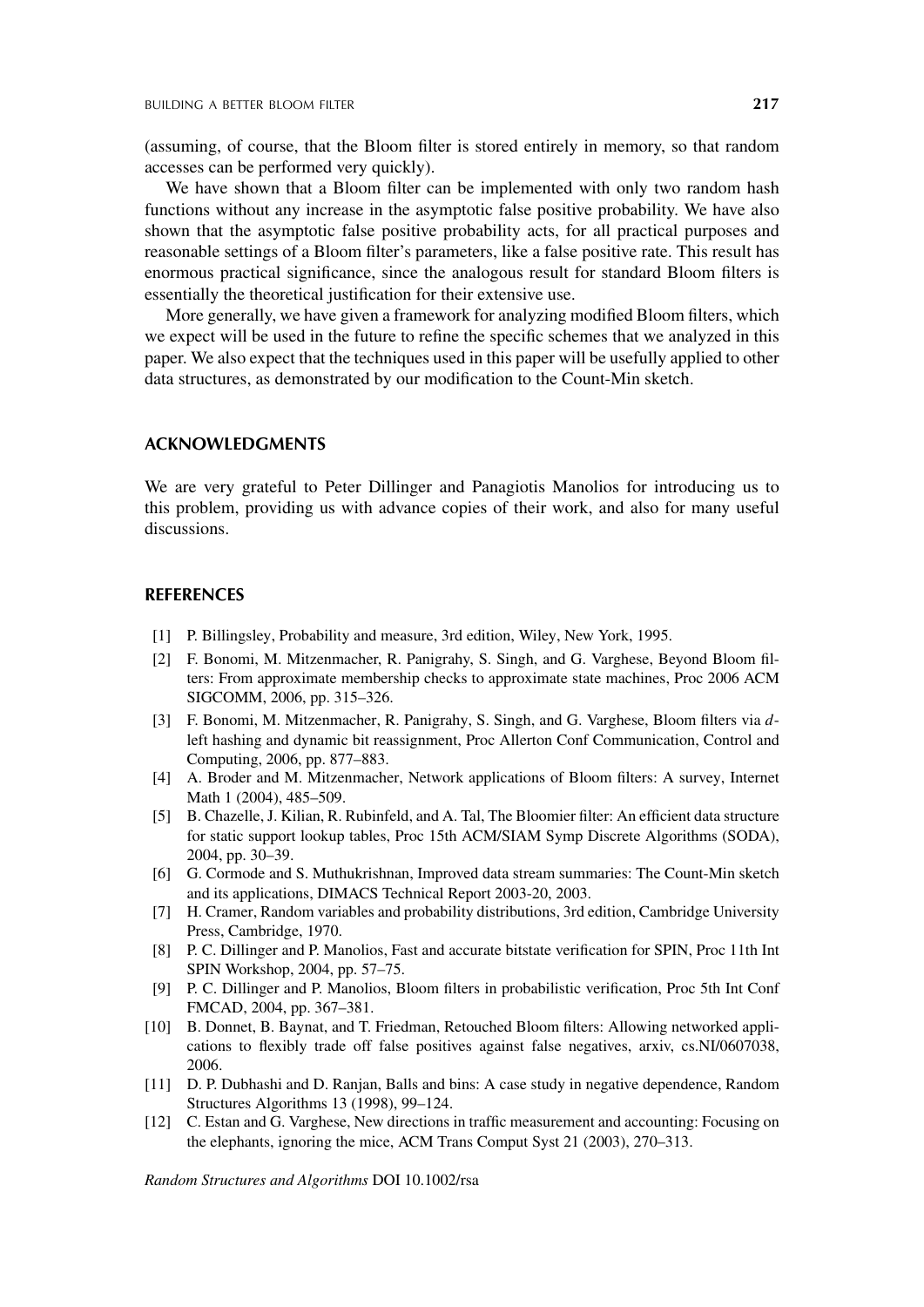(assuming, of course, that the Bloom filter is stored entirely in memory, so that random accesses can be performed very quickly).

We have shown that a Bloom filter can be implemented with only two random hash functions without any increase in the asymptotic false positive probability. We have also shown that the asymptotic false positive probability acts, for all practical purposes and reasonable settings of a Bloom filter's parameters, like a false positive rate. This result has enormous practical significance, since the analogous result for standard Bloom filters is essentially the theoretical justification for their extensive use.

More generally, we have given a framework for analyzing modified Bloom filters, which we expect will be used in the future to refine the specific schemes that we analyzed in this paper. We also expect that the techniques used in this paper will be usefully applied to other data structures, as demonstrated by our modification to the Count-Min sketch.

## ACKNOWLEDGMENTS

We are very grateful to Peter Dillinger and Panagiotis Manolios for introducing us to this problem, providing us with advance copies of their work, and also for many useful discussions.

## REFERENCES

[1] P. Billingsley, Probability and measure, 3rd edition, Wiley, New York, 1995.

[2] F. Bonomi, M. Mitzenmacher, R. Panigrahy, S. Singh, and G. Varghese, Beyond Bloom filters: From approximate membership checks to approximate state machines, Proc 2006 ACM SIGCOMM, 2006, pp. 315–326.

[3] F. Bonomi, M. Mitzenmacher, R. Panigrahy, S. Singh, and G. Varghese, Bloom filters via $d$-left hashing and dynamic bit reassignment, Proc Allerton Conf Communication, Control and Computing, 2006, pp. 877–883.

[4] A. Broder and M. Mitzenmacher, Network applications of Bloom filters: A survey, Internet Math 1 (2004), 485–509.

[5] B. Chazelle, J. Kilian, R. Rubinfeld, and A. Tal, The Bloomier filter: An efficient data structure for static support lookup tables, Proc 15th ACM/SIAM Symp Discrete Algorithms (SODA), 2004, pp. 30–39.

[6] G. Cormode and S. Muthukrishnan, Improved data stream summaries: The Count-Min sketch and its applications, DIMACS Technical Report 2003-20, 2003.

[7] H. Cramer, Random variables and probability distributions, 3rd edition, Cambridge University Press, Cambridge, 1970.

[8] P. C. Dillinger and P. Manolios, Fast and accurate bitstate verification for SPIN, Proc 11th Int SPIN Workshop, 2004, pp. 57–75.

[9] P. C. Dillinger and P. Manolios, Bloom filters in probabilistic verification, Proc 5th Int Conf FMCAD, 2004, pp. 367–381.

[10] B. Donnet, B. Baynat, and T. Friedman, Retouched Bloom filters: Allowing networked applications to flexibly trade off false positives against false negatives, arxiv, cs.NI/0607038, 2006.

[11] D. P. Dubhashi and D. Ranjan, Balls and bins: A case study in negative dependence, Random Structures Algorithms 13 (1998), 99–124.

[12] C. Estan and G. Varghese, New directions in traffic measurement and accounting: Focusing on the elephants, ignoring the mice, ACM Trans Comput Syst 21 (2003), 270–313.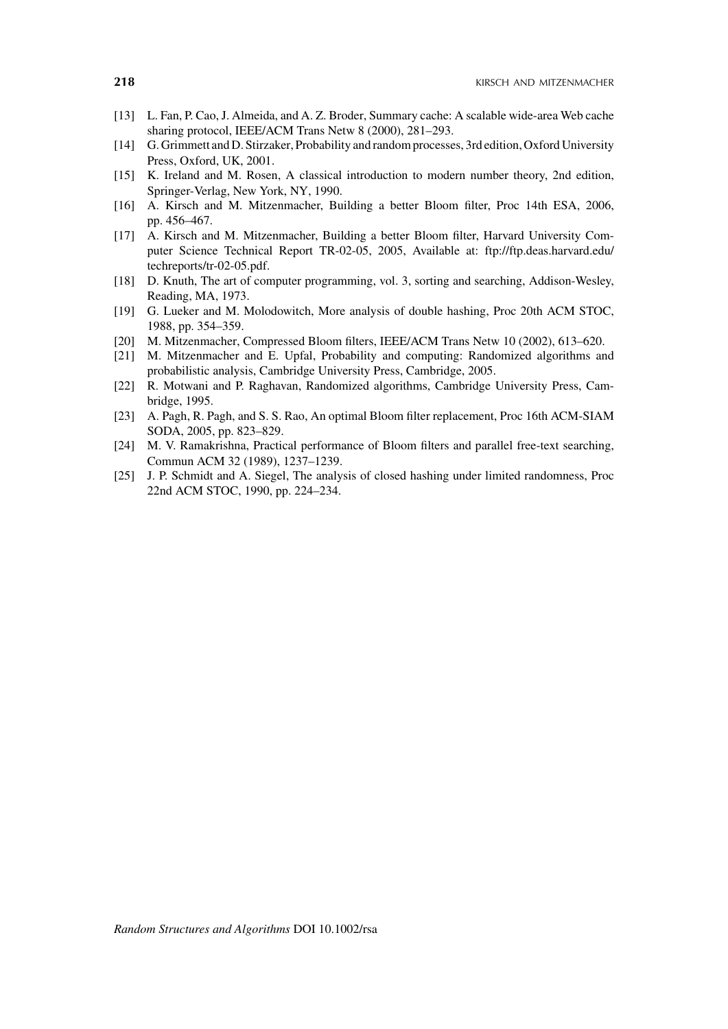[13] L. Fan, P. Cao, J. Almeida, and A. Z. Broder, Summary cache: A scalable wide-area Web cache sharing protocol, IEEE/ACM Trans Netw 8 (2000), 281–293.

[14] G. Grimmett and D. Stirzaker, Probability and random processes, 3rd edition, Oxford University Press, Oxford, UK, 2001.

[15] K. Ireland and M. Rosen, A classical introduction to modern number theory, 2nd edition, Springer-Verlag, New York, NY, 1990.

[16] A. Kirsch and M. Mitzenmacher, Building a better Bloom filter, Proc 14th ESA, 2006, pp. 456–467.

[17] A. Kirsch and M. Mitzenmacher, Building a better Bloom filter, Harvard University Computer Science Technical Report TR-02-05, 2005, Available at: ftp://ftp.deas.harvard.edu/techreports/tr-02-05.pdf.

[18] D. Knuth, The art of computer programming, vol. 3, sorting and searching, Addison-Wesley, Reading, MA, 1973.

[19] G. Lueker and M. Molodowitch, More analysis of double hashing, Proc 20th ACM STOC, 1988, pp. 354–359.

[20] M. Mitzenmacher, Compressed Bloom filters, IEEE/ACM Trans Netw 10 (2002), 613–620.

[21] M. Mitzenmacher and E. Upfal, Probability and computing: Randomized algorithms and probabilistic analysis, Cambridge University Press, Cambridge, 2005.

[22] R. Motwani and P. Raghavan, Randomized algorithms, Cambridge University Press, Cambridge, 1995.

[23] A. Pagh, R. Pagh, and S. S. Rao, An optimal Bloom filter replacement, Proc 16th ACM-SIAM SODA, 2005, pp. 823–829.

[24] M. V. Ramakrishna, Practical performance of Bloom filters and parallel free-text searching, Commun ACM 32 (1989), 1237–1239.

[25] J. P. Schmidt and A. Siegel, The analysis of closed hashing under limited randomness, Proc 22nd ACM STOC, 1990, pp. 224–234.